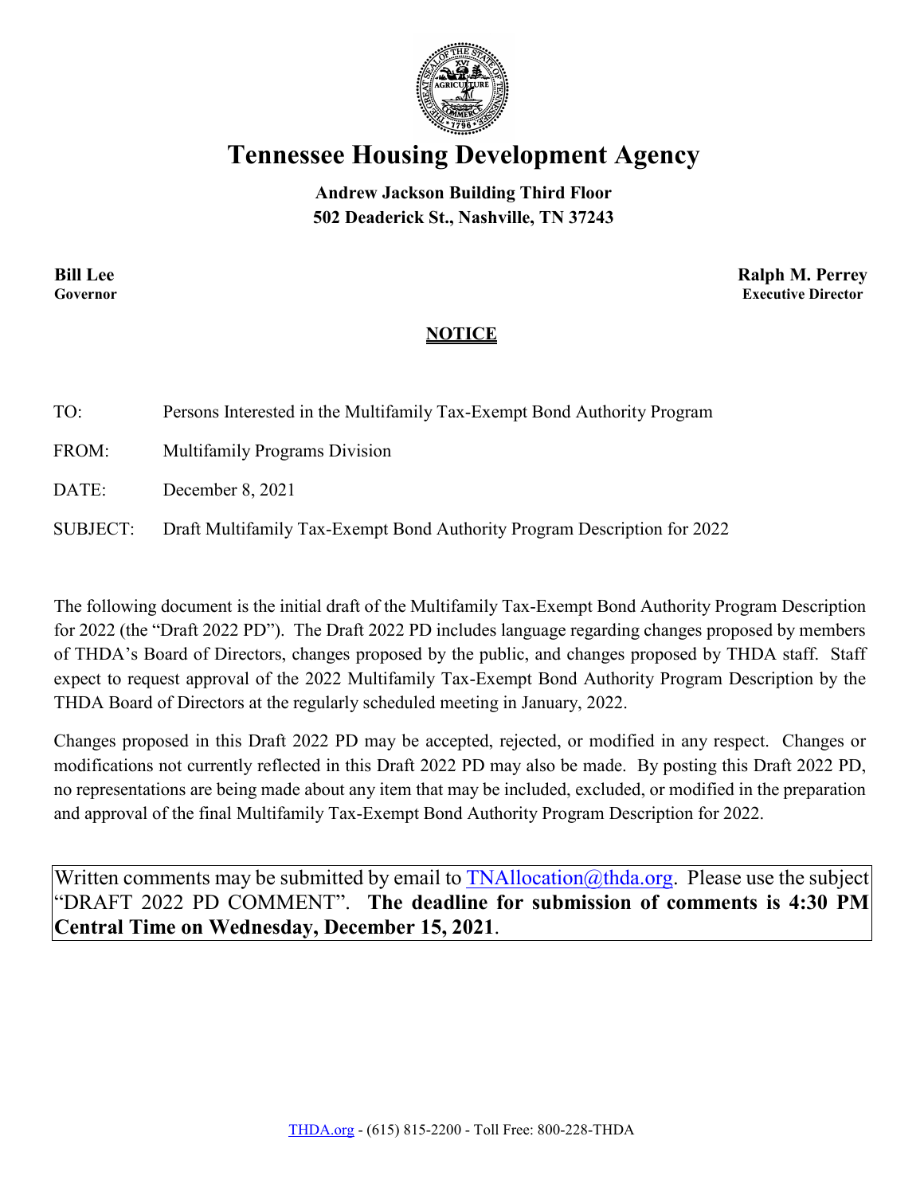# Tennessee Housing Development Agency

**Andrew Jackson Building Third Floor**
**502 Deaderick St., Nashville, TN 37243**

**Bill Lee**
**Governor**

**Ralph M. Perrey**
**Executive Director**

## NOTICE

TO: Persons Interested in the Multifamily Tax-Exempt Bond Authority Program

FROM: Multifamily Programs Division

DATE: December 8, 2021

SUBJECT: Draft Multifamily Tax-Exempt Bond Authority Program Description for 2022

The following document is the initial draft of the Multifamily Tax-Exempt Bond Authority Program Description for 2022 (the "Draft 2022 PD"). The Draft 2022 PD includes language regarding changes proposed by members of THDA's Board of Directors, changes proposed by the public, and changes proposed by THDA staff. Staff expect to request approval of the 2022 Multifamily Tax-Exempt Bond Authority Program Description by the THDA Board of Directors at the regularly scheduled meeting in January, 2022.

Changes proposed in this Draft 2022 PD may be accepted, rejected, or modified in any respect. Changes or modifications not currently reflected in this Draft 2022 PD may also be made. By posting this Draft 2022 PD, no representations are being made about any item that may be included, excluded, or modified in the preparation and approval of the final Multifamily Tax-Exempt Bond Authority Program Description for 2022.

Written comments may be submitted by email to TNAllocation@thda.org. Please use the subject "DRAFT 2022 PD COMMENT". **The deadline for submission of comments is 4:30 PM Central Time on Wednesday, December 15, 2021**.

THDA.org - (615) 815-2200 - Toll Free: 800-228-THDA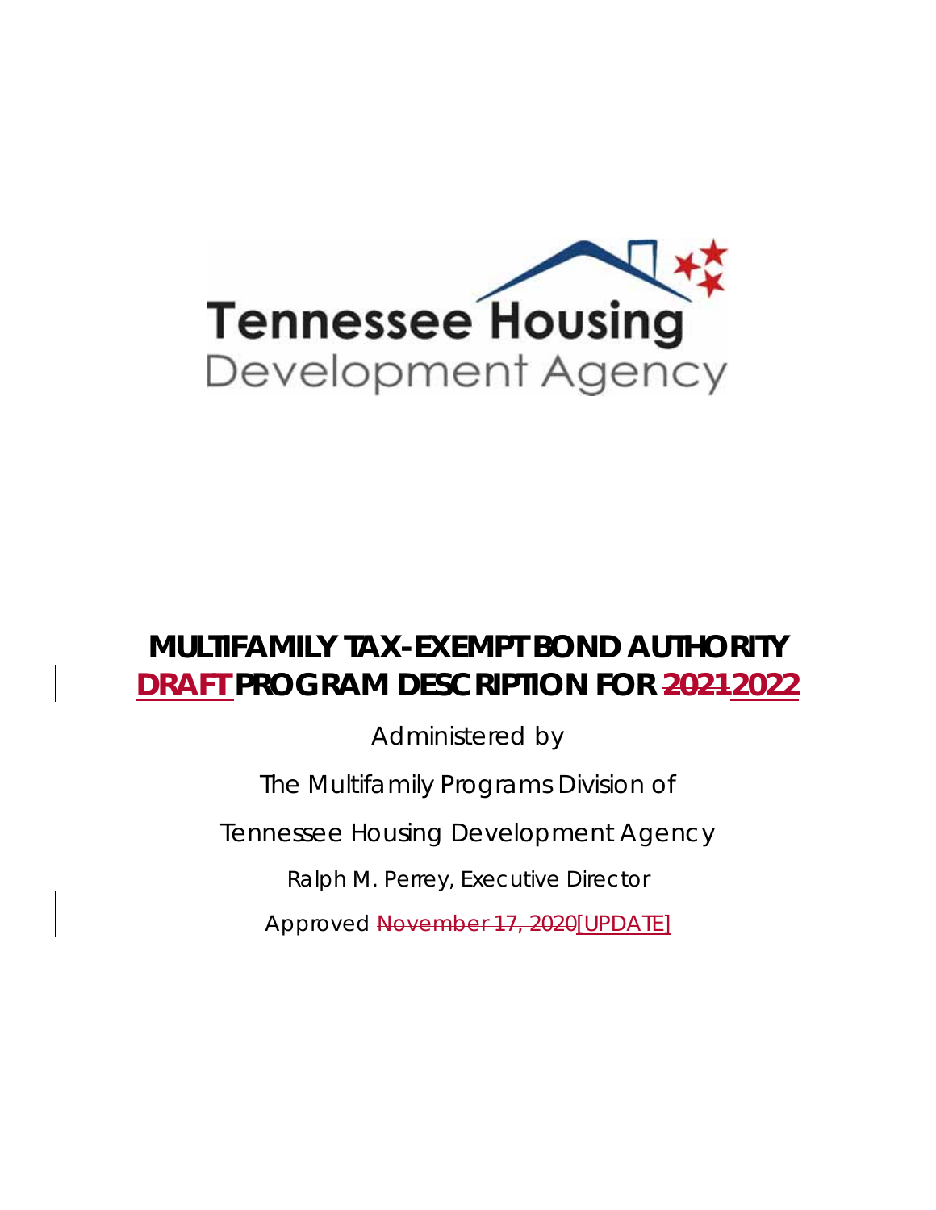# MULTIFAMILY TAX-EXEMPT BOND AUTHORITY DRAFT PROGRAM DESCRIPTION FOR ~~2021~~2022

Administered by

The Multifamily Programs Division of

Tennessee Housing Development Agency

Ralph M. Perrey, Executive Director

Approved ~~November 17, 2020~~[UPDATE]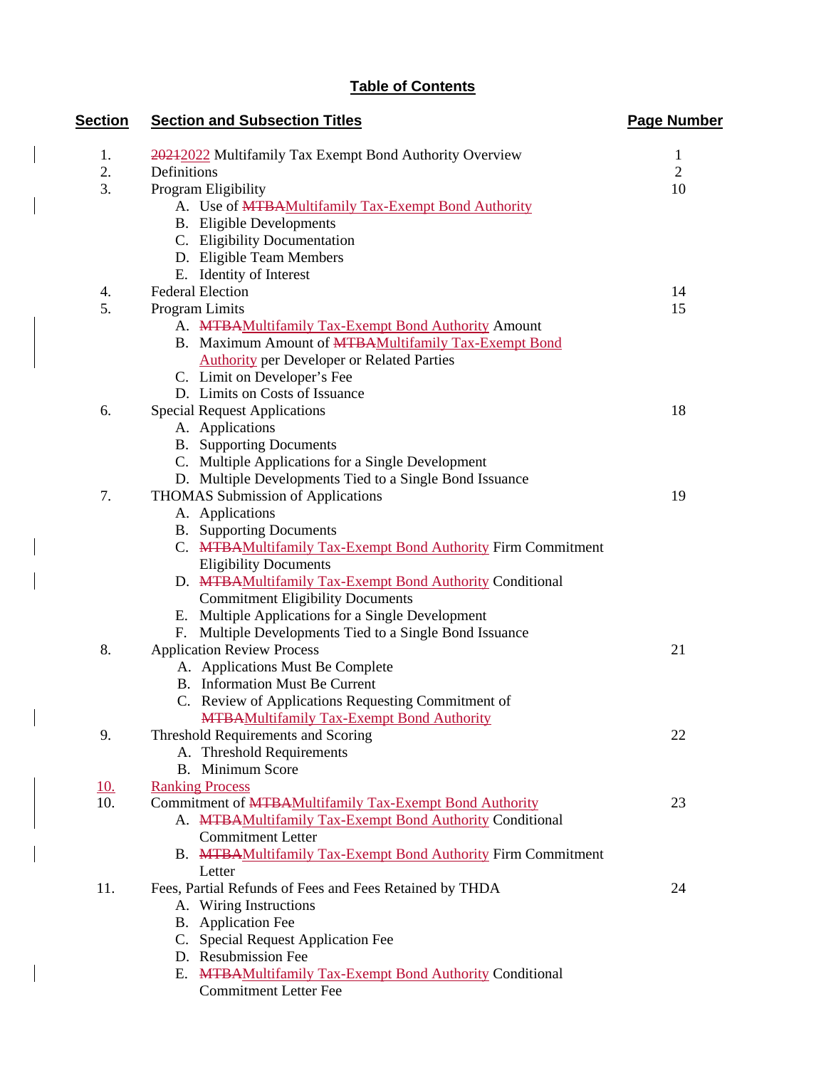## Table of Contents

| Section | Section and Subsection Titles | Page Number |
|---|---|---|
| 1. | ~~2021~~2022 Multifamily Tax Exempt Bond Authority Overview | 1 |
| 2. | Definitions | 2 |
| 3. | Program Eligibility | 10 |
| | A. Use of ~~MTBA~~Multifamily Tax-Exempt Bond Authority | |
| | B. Eligible Developments | |
| | C. Eligibility Documentation | |
| | D. Eligible Team Members | |
| | E. Identity of Interest | |
| 4. | Federal Election | 14 |
| 5. | Program Limits | 15 |
| | A. ~~MTBA~~Multifamily Tax-Exempt Bond Authority Amount | |
| | B. Maximum Amount of ~~MTBA~~Multifamily Tax-Exempt Bond Authority per Developer or Related Parties | |
| | C. Limit on Developer's Fee | |
| | D. Limits on Costs of Issuance | |
| 6. | Special Request Applications | 18 |
| | A. Applications | |
| | B. Supporting Documents | |
| | C. Multiple Applications for a Single Development | |
| | D. Multiple Developments Tied to a Single Bond Issuance | |
| 7. | THOMAS Submission of Applications | 19 |
| | A. Applications | |
| | B. Supporting Documents | |
| | C. ~~MTBA~~Multifamily Tax-Exempt Bond Authority Firm Commitment Eligibility Documents | |
| | D. ~~MTBA~~Multifamily Tax-Exempt Bond Authority Conditional Commitment Eligibility Documents | |
| | E. Multiple Applications for a Single Development | |
| | F. Multiple Developments Tied to a Single Bond Issuance | |
| 8. | Application Review Process | 21 |
| | A. Applications Must Be Complete | |
| | B. Information Must Be Current | |
| | C. Review of Applications Requesting Commitment of ~~MTBA~~Multifamily Tax-Exempt Bond Authority | |
| 9. | Threshold Requirements and Scoring | 22 |
| | A. Threshold Requirements | |
| | B. Minimum Score | |
| 10. | Ranking Process | |
| 10. | Commitment of ~~MTBA~~Multifamily Tax-Exempt Bond Authority | 23 |
| | A. ~~MTBA~~Multifamily Tax-Exempt Bond Authority Conditional Commitment Letter | |
| | B. ~~MTBA~~Multifamily Tax-Exempt Bond Authority Firm Commitment Letter | |
| 11. | Fees, Partial Refunds of Fees and Fees Retained by THDA | 24 |
| | A. Wiring Instructions | |
| | B. Application Fee | |
| | C. Special Request Application Fee | |
| | D. Resubmission Fee | |
| | E. ~~MTBA~~Multifamily Tax-Exempt Bond Authority Conditional Commitment Letter Fee | |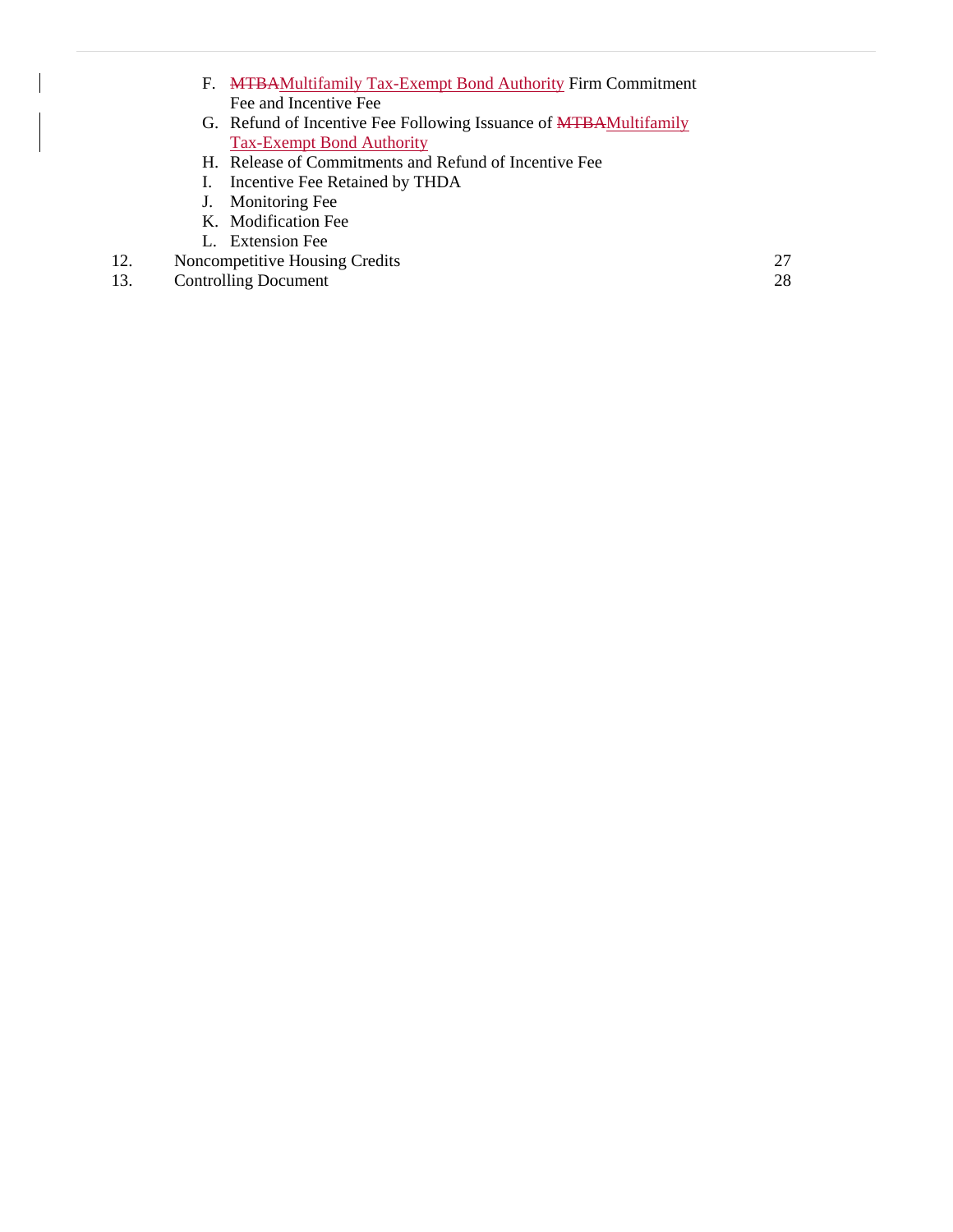F. ~~MTBA~~Multifamily Tax-Exempt Bond Authority Firm Commitment Fee and Incentive Fee
G. Refund of Incentive Fee Following Issuance of ~~MTBA~~Multifamily Tax-Exempt Bond Authority
H. Release of Commitments and Refund of Incentive Fee
I. Incentive Fee Retained by THDA
J. Monitoring Fee
K. Modification Fee
L. Extension Fee

| | | |
|---|---|---|
| 12. | Noncompetitive Housing Credits | 27 |
| 13. | Controlling Document | 28 |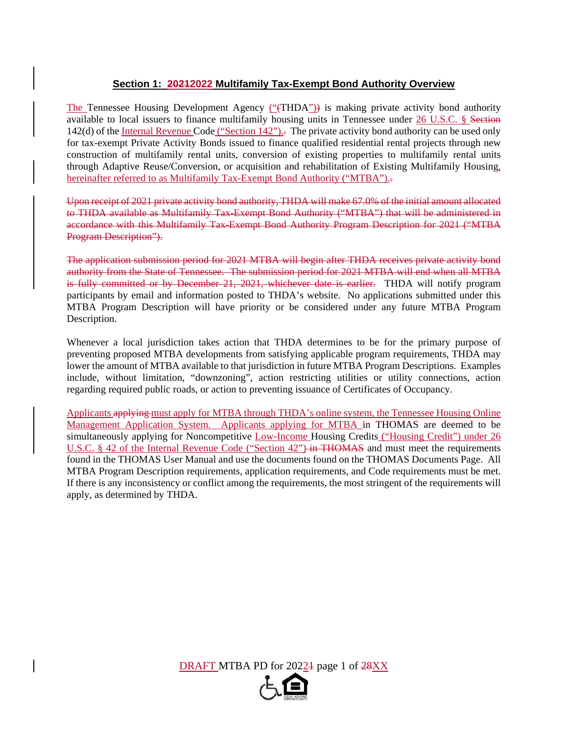## Section 1: ~~2021~~2022 Multifamily Tax-Exempt Bond Authority Overview

The Tennessee Housing Development Agency (“~~(~~THDA”~~)~~) is making private activity bond authority available to local issuers to finance multifamily housing units in Tennessee under 26 U.S.C. § ~~Section~~ 142(d) of the Internal Revenue Code (“Section 142”).~~.~~ The private activity bond authority can be used only for tax-exempt Private Activity Bonds issued to finance qualified residential rental projects through new construction of multifamily rental units, conversion of existing properties to multifamily rental units through Adaptive Reuse/Conversion, or acquisition and rehabilitation of Existing Multifamily Housing, hereinafter referred to as Multifamily Tax-Exempt Bond Authority (“MTBA”).~~.~~

~~Upon receipt of 2021 private activity bond authority, THDA will make 67.0% of the initial amount allocated to THDA available as Multifamily Tax-Exempt Bond Authority (“MTBA”) that will be administered in accordance with this Multifamily Tax-Exempt Bond Authority Program Description for 2021 (“MTBA Program Description”).~~

~~The application submission period for 2021 MTBA will begin after THDA receives private activity bond authority from the State of Tennessee. The submission period for 2021 MTBA will end when all MTBA is fully committed or by December 21, 2021, whichever date is earlier.~~ THDA will notify program participants by email and information posted to THDA’s website. No applications submitted under this MTBA Program Description will have priority or be considered under any future MTBA Program Description.

Whenever a local jurisdiction takes action that THDA determines to be for the primary purpose of preventing proposed MTBA developments from satisfying applicable program requirements, THDA may lower the amount of MTBA available to that jurisdiction in future MTBA Program Descriptions. Examples include, without limitation, “downzoning”, action restricting utilities or utility connections, action regarding required public roads, or action to preventing issuance of Certificates of Occupancy.

Applicants ~~applying~~ must apply for MTBA through THDA’s online system, the Tennessee Housing Online Management Application System. Applicants applying for MTBA in THOMAS are deemed to be simultaneously applying for Noncompetitive Low-Income Housing Credits (“Housing Credit”) under 26 U.S.C. § 42 of the Internal Revenue Code (“Section 42”) ~~in THOMAS~~ and must meet the requirements found in the THOMAS User Manual and use the documents found on the THOMAS Documents Page. All MTBA Program Description requirements, application requirements, and Code requirements must be met. If there is any inconsistency or conflict among the requirements, the most stringent of the requirements will apply, as determined by THDA.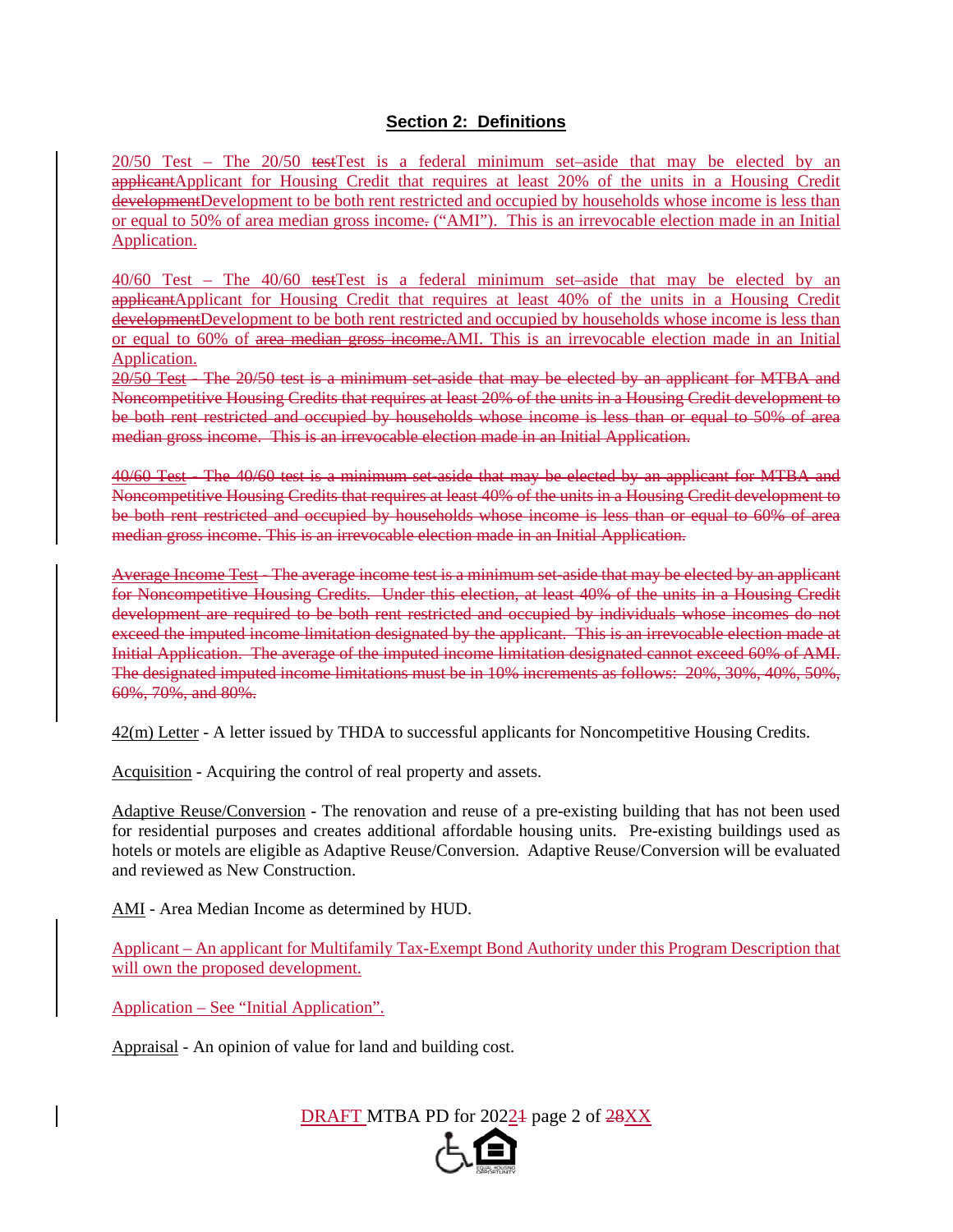## Section 2: Definitions

20/50 Test – The 20/50 ~~test~~Test is a federal minimum set–aside that may be elected by an ~~applicant~~Applicant for Housing Credit that requires at least 20% of the units in a Housing Credit ~~development~~Development to be both rent restricted and occupied by households whose income is less than or equal to 50% of area median gross income~~.~~ ("AMI"). This is an irrevocable election made in an Initial Application.

40/60 Test – The 40/60 ~~test~~Test is a federal minimum set–aside that may be elected by an ~~applicant~~Applicant for Housing Credit that requires at least 40% of the units in a Housing Credit ~~development~~Development to be both rent restricted and occupied by households whose income is less than or equal to 60% of ~~area median gross income.~~AMI. This is an irrevocable election made in an Initial Application.

~~20/50 Test - The 20/50 test is a minimum set-aside that may be elected by an applicant for MTBA and Noncompetitive Housing Credits that requires at least 20% of the units in a Housing Credit development to be both rent restricted and occupied by households whose income is less than or equal to 50% of area median gross income. This is an irrevocable election made in an Initial Application.~~

~~40/60 Test - The 40/60 test is a minimum set-aside that may be elected by an applicant for MTBA and Noncompetitive Housing Credits that requires at least 40% of the units in a Housing Credit development to be both rent restricted and occupied by households whose income is less than or equal to 60% of area median gross income. This is an irrevocable election made in an Initial Application.~~

~~Average Income Test - The average income test is a minimum set-aside that may be elected by an applicant for Noncompetitive Housing Credits. Under this election, at least 40% of the units in a Housing Credit development are required to be both rent restricted and occupied by individuals whose incomes do not exceed the imputed income limitation designated by the applicant. This is an irrevocable election made at Initial Application. The average of the imputed income limitation designated cannot exceed 60% of AMI. The designated imputed income limitations must be in 10% increments as follows: 20%, 30%, 40%, 50%, 60%, 70%, and 80%.~~

42(m) Letter - A letter issued by THDA to successful applicants for Noncompetitive Housing Credits.

Acquisition - Acquiring the control of real property and assets.

Adaptive Reuse/Conversion - The renovation and reuse of a pre-existing building that has not been used for residential purposes and creates additional affordable housing units. Pre-existing buildings used as hotels or motels are eligible as Adaptive Reuse/Conversion. Adaptive Reuse/Conversion will be evaluated and reviewed as New Construction.

AMI - Area Median Income as determined by HUD.

Applicant – An applicant for Multifamily Tax-Exempt Bond Authority under this Program Description that will own the proposed development.

Application – See "Initial Application".

Appraisal - An opinion of value for land and building cost.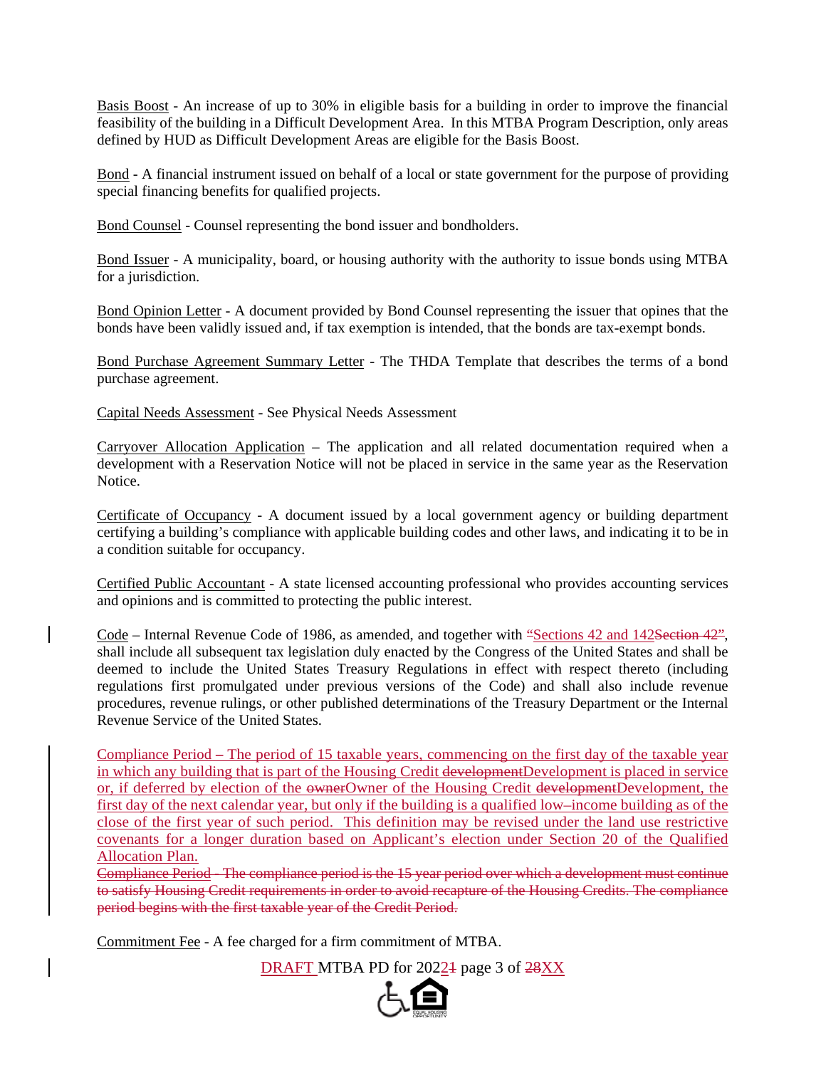Basis Boost - An increase of up to 30% in eligible basis for a building in order to improve the financial feasibility of the building in a Difficult Development Area. In this MTBA Program Description, only areas defined by HUD as Difficult Development Areas are eligible for the Basis Boost.

Bond - A financial instrument issued on behalf of a local or state government for the purpose of providing special financing benefits for qualified projects.

Bond Counsel - Counsel representing the bond issuer and bondholders.

Bond Issuer - A municipality, board, or housing authority with the authority to issue bonds using MTBA for a jurisdiction.

Bond Opinion Letter - A document provided by Bond Counsel representing the issuer that opines that the bonds have been validly issued and, if tax exemption is intended, that the bonds are tax-exempt bonds.

Bond Purchase Agreement Summary Letter - The THDA Template that describes the terms of a bond purchase agreement.

Capital Needs Assessment - See Physical Needs Assessment

Carryover Allocation Application – The application and all related documentation required when a development with a Reservation Notice will not be placed in service in the same year as the Reservation Notice.

Certificate of Occupancy - A document issued by a local government agency or building department certifying a building's compliance with applicable building codes and other laws, and indicating it to be in a condition suitable for occupancy.

Certified Public Accountant - A state licensed accounting professional who provides accounting services and opinions and is committed to protecting the public interest.

Code – Internal Revenue Code of 1986, as amended, and together with "Sections 42 and 142~~Section 42~~", shall include all subsequent tax legislation duly enacted by the Congress of the United States and shall be deemed to include the United States Treasury Regulations in effect with respect thereto (including regulations first promulgated under previous versions of the Code) and shall also include revenue procedures, revenue rulings, or other published determinations of the Treasury Department or the Internal Revenue Service of the United States.

Compliance Period – The period of 15 taxable years, commencing on the first day of the taxable year in which any building that is part of the Housing Credit ~~development~~Development is placed in service or, if deferred by election of the ~~owner~~Owner of the Housing Credit ~~development~~Development, the first day of the next calendar year, but only if the building is a qualified low–income building as of the close of the first year of such period. This definition may be revised under the land use restrictive covenants for a longer duration based on Applicant's election under Section 20 of the Qualified Allocation Plan.

~~Compliance Period - The compliance period is the 15 year period over which a development must continue to satisfy Housing Credit requirements in order to avoid recapture of the Housing Credits. The compliance period begins with the first taxable year of the Credit Period.~~

Commitment Fee - A fee charged for a firm commitment of MTBA.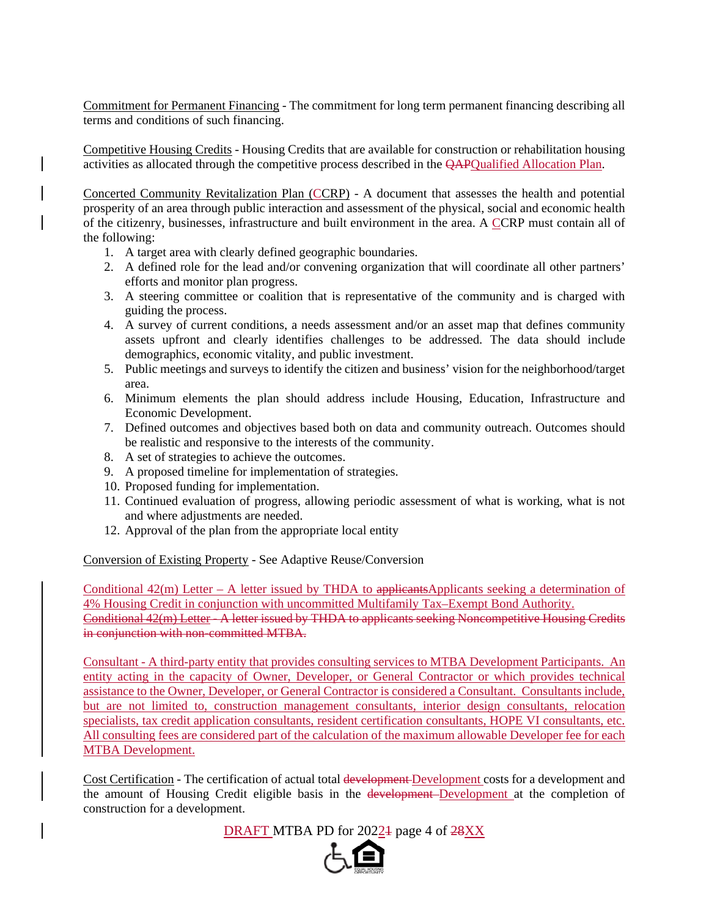Commitment for Permanent Financing - The commitment for long term permanent financing describing all terms and conditions of such financing.

Competitive Housing Credits - Housing Credits that are available for construction or rehabilitation housing activities as allocated through the competitive process described in the ~~QAP~~Qualified Allocation Plan.

Concerted Community Revitalization Plan (CCRP) - A document that assesses the health and potential prosperity of an area through public interaction and assessment of the physical, social and economic health of the citizenry, businesses, infrastructure and built environment in the area. A CCRP must contain all of the following:

1. A target area with clearly defined geographic boundaries.
2. A defined role for the lead and/or convening organization that will coordinate all other partners' efforts and monitor plan progress.
3. A steering committee or coalition that is representative of the community and is charged with guiding the process.
4. A survey of current conditions, a needs assessment and/or an asset map that defines community assets upfront and clearly identifies challenges to be addressed. The data should include demographics, economic vitality, and public investment.
5. Public meetings and surveys to identify the citizen and business' vision for the neighborhood/target area.
6. Minimum elements the plan should address include Housing, Education, Infrastructure and Economic Development.
7. Defined outcomes and objectives based both on data and community outreach. Outcomes should be realistic and responsive to the interests of the community.
8. A set of strategies to achieve the outcomes.
9. A proposed timeline for implementation of strategies.
10. Proposed funding for implementation.
11. Continued evaluation of progress, allowing periodic assessment of what is working, what is not and where adjustments are needed.
12. Approval of the plan from the appropriate local entity

Conversion of Existing Property - See Adaptive Reuse/Conversion

Conditional 42(m) Letter – A letter issued by THDA to ~~applicants~~Applicants seeking a determination of 4% Housing Credit in conjunction with uncommitted Multifamily Tax–Exempt Bond Authority.
~~Conditional 42(m) Letter - A letter issued by THDA to applicants seeking Noncompetitive Housing Credits in conjunction with non-committed MTBA.~~

Consultant - A third-party entity that provides consulting services to MTBA Development Participants. An entity acting in the capacity of Owner, Developer, or General Contractor or which provides technical assistance to the Owner, Developer, or General Contractor is considered a Consultant. Consultants include, but are not limited to, construction management consultants, interior design consultants, relocation specialists, tax credit application consultants, resident certification consultants, HOPE VI consultants, etc. All consulting fees are considered part of the calculation of the maximum allowable Developer fee for each MTBA Development.

Cost Certification - The certification of actual total ~~development~~ Development costs for a development and the amount of Housing Credit eligible basis in the ~~development~~ Development at the completion of construction for a development.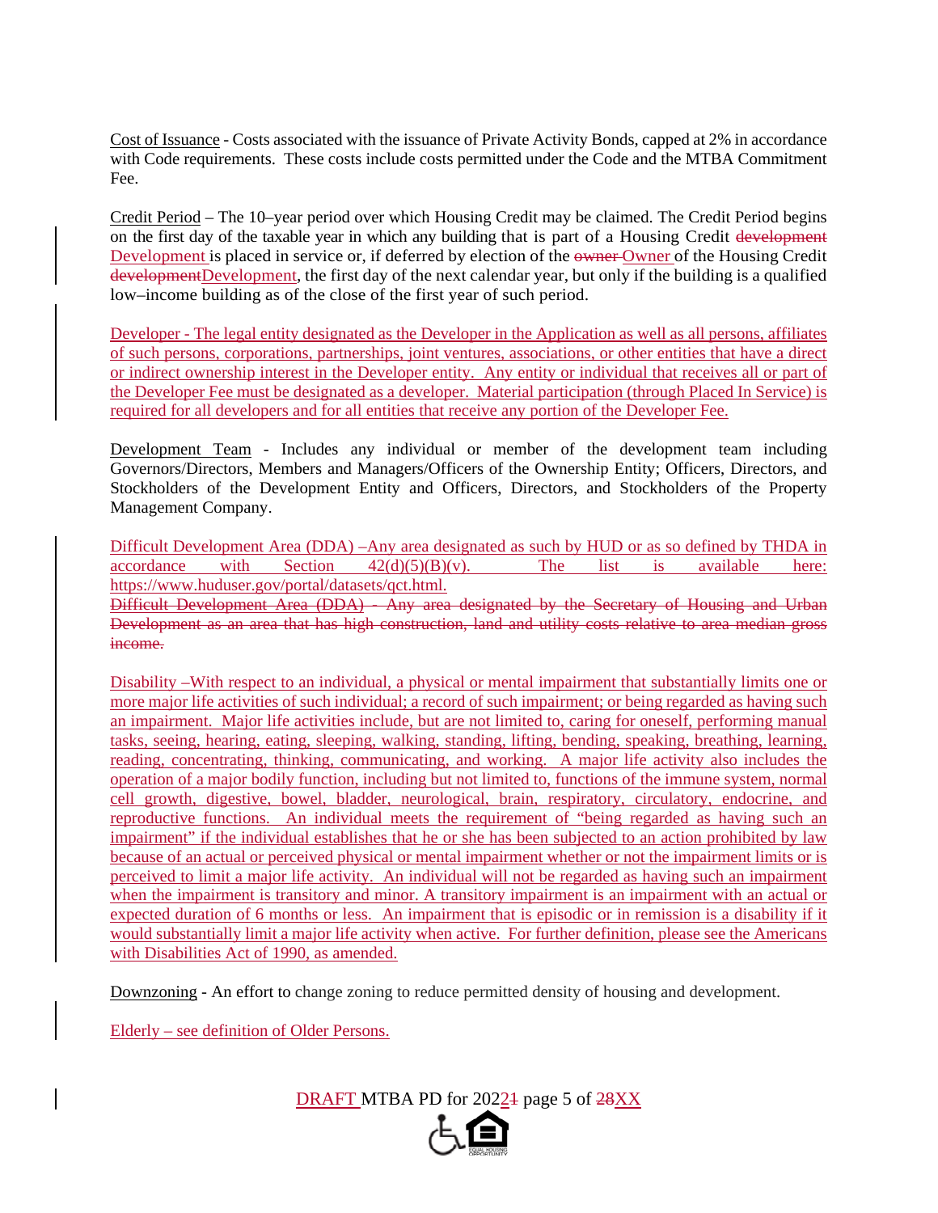Cost of Issuance - Costs associated with the issuance of Private Activity Bonds, capped at 2% in accordance with Code requirements. These costs include costs permitted under the Code and the MTBA Commitment Fee.

Credit Period – The 10–year period over which Housing Credit may be claimed. The Credit Period begins on the first day of the taxable year in which any building that is part of a Housing Credit ~~development~~ Development is placed in service or, if deferred by election of the ~~owner~~ Owner of the Housing Credit ~~development~~Development, the first day of the next calendar year, but only if the building is a qualified low–income building as of the close of the first year of such period.

Developer - The legal entity designated as the Developer in the Application as well as all persons, affiliates of such persons, corporations, partnerships, joint ventures, associations, or other entities that have a direct or indirect ownership interest in the Developer entity. Any entity or individual that receives all or part of the Developer Fee must be designated as a developer. Material participation (through Placed In Service) is required for all developers and for all entities that receive any portion of the Developer Fee.

Development Team - Includes any individual or member of the development team including Governors/Directors, Members and Managers/Officers of the Ownership Entity; Officers, Directors, and Stockholders of the Development Entity and Officers, Directors, and Stockholders of the Property Management Company.

Difficult Development Area (DDA) –Any area designated as such by HUD or as so defined by THDA in accordance with Section 42(d)(5)(B)(v). The list is available here: https://www.huduser.gov/portal/datasets/qct.html.

~~Difficult Development Area (DDA) - Any area designated by the Secretary of Housing and Urban Development as an area that has high construction, land and utility costs relative to area median gross income.~~

Disability –With respect to an individual, a physical or mental impairment that substantially limits one or more major life activities of such individual; a record of such impairment; or being regarded as having such an impairment. Major life activities include, but are not limited to, caring for oneself, performing manual tasks, seeing, hearing, eating, sleeping, walking, standing, lifting, bending, speaking, breathing, learning, reading, concentrating, thinking, communicating, and working. A major life activity also includes the operation of a major bodily function, including but not limited to, functions of the immune system, normal cell growth, digestive, bowel, bladder, neurological, brain, respiratory, circulatory, endocrine, and reproductive functions. An individual meets the requirement of "being regarded as having such an impairment" if the individual establishes that he or she has been subjected to an action prohibited by law because of an actual or perceived physical or mental impairment whether or not the impairment limits or is perceived to limit a major life activity. An individual will not be regarded as having such an impairment when the impairment is transitory and minor. A transitory impairment is an impairment with an actual or expected duration of 6 months or less. An impairment that is episodic or in remission is a disability if it would substantially limit a major life activity when active. For further definition, please see the Americans with Disabilities Act of 1990, as amended.

Downzoning - An effort to change zoning to reduce permitted density of housing and development.

Elderly – see definition of Older Persons.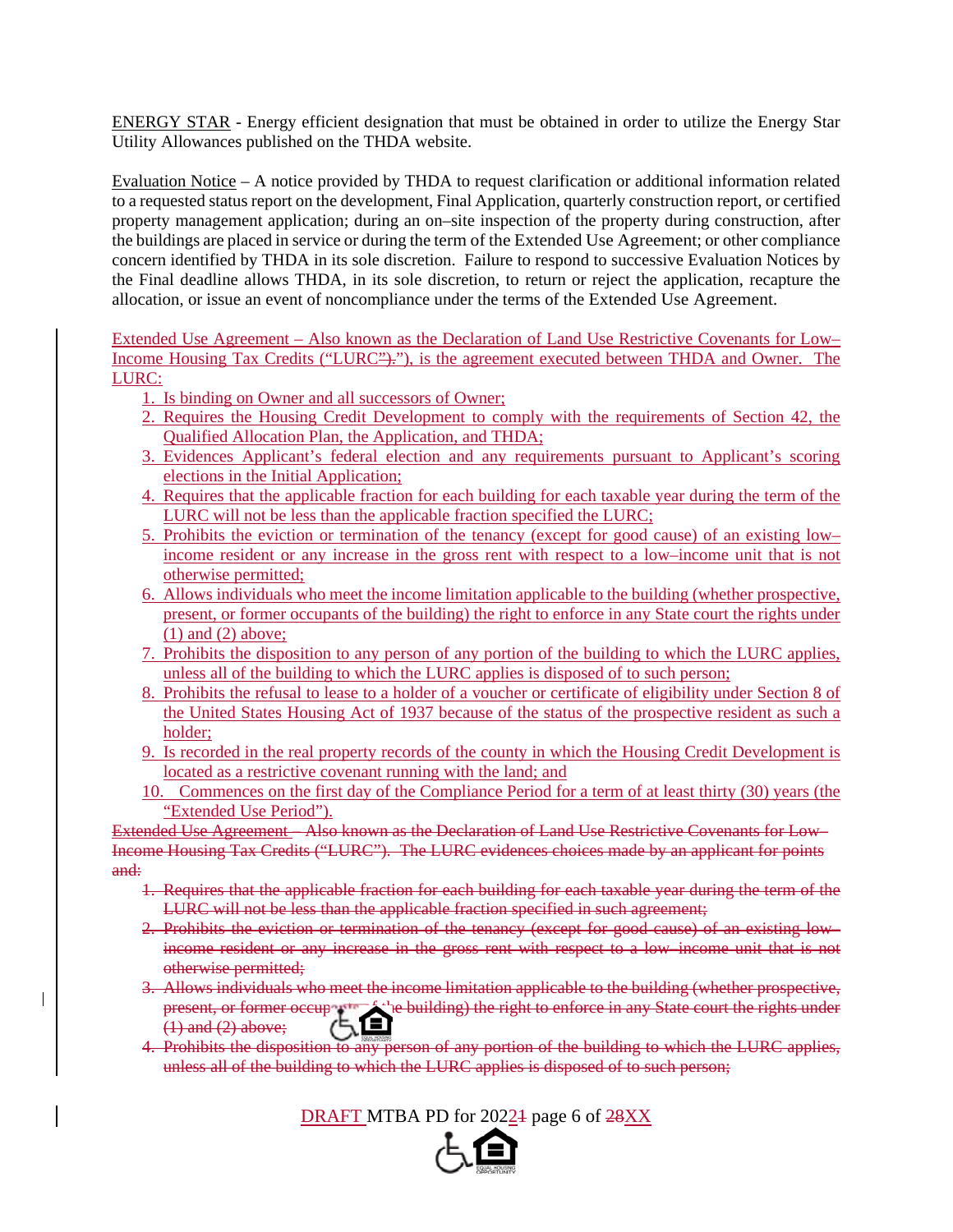ENERGY STAR - Energy efficient designation that must be obtained in order to utilize the Energy Star Utility Allowances published on the THDA website.

Evaluation Notice – A notice provided by THDA to request clarification or additional information related to a requested status report on the development, Final Application, quarterly construction report, or certified property management application; during an on–site inspection of the property during construction, after the buildings are placed in service or during the term of the Extended Use Agreement; or other compliance concern identified by THDA in its sole discretion. Failure to respond to successive Evaluation Notices by the Final deadline allows THDA, in its sole discretion, to return or reject the application, recapture the allocation, or issue an event of noncompliance under the terms of the Extended Use Agreement.

Extended Use Agreement – Also known as the Declaration of Land Use Restrictive Covenants for Low–Income Housing Tax Credits ("LURC"), is the agreement executed between THDA and Owner. The LURC:

1. Is binding on Owner and all successors of Owner;
2. Requires the Housing Credit Development to comply with the requirements of Section 42, the Qualified Allocation Plan, the Application, and THDA;
3. Evidences Applicant's federal election and any requirements pursuant to Applicant's scoring elections in the Initial Application;
4. Requires that the applicable fraction for each building for each taxable year during the term of the LURC will not be less than the applicable fraction specified the LURC;
5. Prohibits the eviction or termination of the tenancy (except for good cause) of an existing low–income resident or any increase in the gross rent with respect to a low–income unit that is not otherwise permitted;
6. Allows individuals who meet the income limitation applicable to the building (whether prospective, present, or former occupants of the building) the right to enforce in any State court the rights under (1) and (2) above;
7. Prohibits the disposition to any person of any portion of the building to which the LURC applies, unless all of the building to which the LURC applies is disposed of to such person;
8. Prohibits the refusal to lease to a holder of a voucher or certificate of eligibility under Section 8 of the United States Housing Act of 1937 because of the status of the prospective resident as such a holder;
9. Is recorded in the real property records of the county in which the Housing Credit Development is located as a restrictive covenant running with the land; and
10. Commences on the first day of the Compliance Period for a term of at least thirty (30) years (the "Extended Use Period").

~~Extended Use Agreement – Also known as the Declaration of Land Use Restrictive Covenants for Low–Income Housing Tax Credits ("LURC"). The LURC evidences choices made by an applicant for points and:~~

1. ~~Requires that the applicable fraction for each building for each taxable year during the term of the LURC will not be less than the applicable fraction specified in such agreement;~~
2. ~~Prohibits the eviction or termination of the tenancy (except for good cause) of an existing low–income resident or any increase in the gross rent with respect to a low–income unit that is not otherwise permitted;~~
3. ~~Allows individuals who meet the income limitation applicable to the building (whether prospective, present, or former occupants of the building) the right to enforce in any State court the rights under (1) and (2) above;~~
4. ~~Prohibits the disposition to any person of any portion of the building to which the LURC applies, unless all of the building to which the LURC applies is disposed of to such person;~~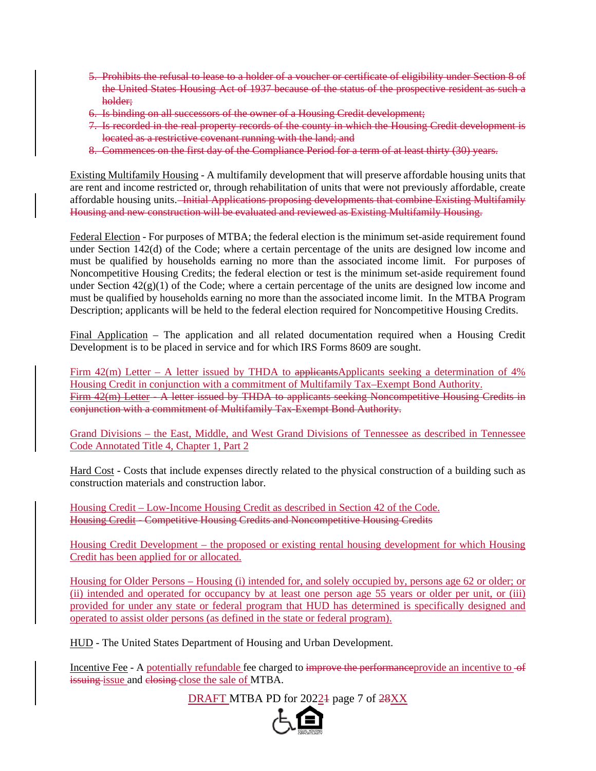5. ~~Prohibits the refusal to lease to a holder of a voucher or certificate of eligibility under Section 8 of the United States Housing Act of 1937 because of the status of the prospective resident as such a holder;~~
6. ~~Is binding on all successors of the owner of a Housing Credit development;~~
7. ~~Is recorded in the real property records of the county in which the Housing Credit development is located as a restrictive covenant running with the land; and~~
8. ~~Commences on the first day of the Compliance Period for a term of at least thirty (30) years.~~

Existing Multifamily Housing - A multifamily development that will preserve affordable housing units that are rent and income restricted or, through rehabilitation of units that were not previously affordable, create affordable housing units. ~~Initial Applications proposing developments that combine Existing Multifamily Housing and new construction will be evaluated and reviewed as Existing Multifamily Housing.~~

Federal Election - For purposes of MTBA; the federal election is the minimum set-aside requirement found under Section 142(d) of the Code; where a certain percentage of the units are designed low income and must be qualified by households earning no more than the associated income limit. For purposes of Noncompetitive Housing Credits; the federal election or test is the minimum set-aside requirement found under Section 42(g)(1) of the Code; where a certain percentage of the units are designed low income and must be qualified by households earning no more than the associated income limit. In the MTBA Program Description; applicants will be held to the federal election required for Noncompetitive Housing Credits.

Final Application – The application and all related documentation required when a Housing Credit Development is to be placed in service and for which IRS Forms 8609 are sought.

Firm 42(m) Letter – A letter issued by THDA to ~~applicants~~Applicants seeking a determination of 4% Housing Credit in conjunction with a commitment of Multifamily Tax–Exempt Bond Authority.
~~Firm 42(m) Letter - A letter issued by THDA to applicants seeking Noncompetitive Housing Credits in conjunction with a commitment of Multifamily Tax-Exempt Bond Authority.~~

Grand Divisions – the East, Middle, and West Grand Divisions of Tennessee as described in Tennessee Code Annotated Title 4, Chapter 1, Part 2

Hard Cost - Costs that include expenses directly related to the physical construction of a building such as construction materials and construction labor.

Housing Credit – Low-Income Housing Credit as described in Section 42 of the Code.
~~Housing Credit - Competitive Housing Credits and Noncompetitive Housing Credits~~

Housing Credit Development – the proposed or existing rental housing development for which Housing Credit has been applied for or allocated.

Housing for Older Persons – Housing (i) intended for, and solely occupied by, persons age 62 or older; or (ii) intended and operated for occupancy by at least one person age 55 years or older per unit, or (iii) provided for under any state or federal program that HUD has determined is specifically designed and operated to assist older persons (as defined in the state or federal program).

HUD - The United States Department of Housing and Urban Development.

Incentive Fee - A potentially refundable fee charged to ~~improve the performance~~provide an incentive to ~~of issuing~~ issue and ~~closing~~ close the sale of MTBA.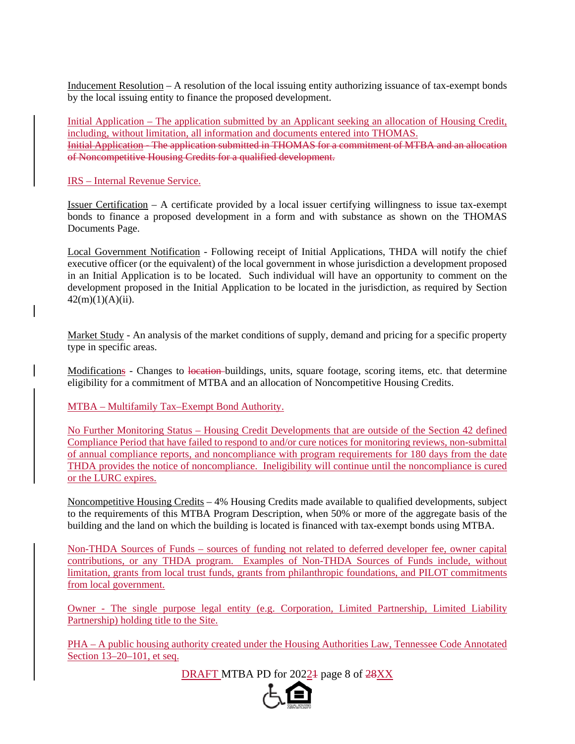Inducement Resolution – A resolution of the local issuing entity authorizing issuance of tax-exempt bonds by the local issuing entity to finance the proposed development.

Initial Application – The application submitted by an Applicant seeking an allocation of Housing Credit, including, without limitation, all information and documents entered into THOMAS.
~~Initial Application - The application submitted in THOMAS for a commitment of MTBA and an allocation of Noncompetitive Housing Credits for a qualified development.~~

IRS – Internal Revenue Service.

Issuer Certification – A certificate provided by a local issuer certifying willingness to issue tax-exempt bonds to finance a proposed development in a form and with substance as shown on the THOMAS Documents Page.

Local Government Notification - Following receipt of Initial Applications, THDA will notify the chief executive officer (or the equivalent) of the local government in whose jurisdiction a development proposed in an Initial Application is to be located. Such individual will have an opportunity to comment on the development proposed in the Initial Application to be located in the jurisdiction, as required by Section 42(m)(1)(A)(ii).

Market Study - An analysis of the market conditions of supply, demand and pricing for a specific property type in specific areas.

Modification~~s~~ - Changes to ~~location~~ buildings, units, square footage, scoring items, etc. that determine eligibility for a commitment of MTBA and an allocation of Noncompetitive Housing Credits.

MTBA – Multifamily Tax–Exempt Bond Authority.

No Further Monitoring Status – Housing Credit Developments that are outside of the Section 42 defined Compliance Period that have failed to respond to and/or cure notices for monitoring reviews, non-submittal of annual compliance reports, and noncompliance with program requirements for 180 days from the date THDA provides the notice of noncompliance. Ineligibility will continue until the noncompliance is cured or the LURC expires.

Noncompetitive Housing Credits – 4% Housing Credits made available to qualified developments, subject to the requirements of this MTBA Program Description, when 50% or more of the aggregate basis of the building and the land on which the building is located is financed with tax-exempt bonds using MTBA.

Non-THDA Sources of Funds – sources of funding not related to deferred developer fee, owner capital contributions, or any THDA program. Examples of Non-THDA Sources of Funds include, without limitation, grants from local trust funds, grants from philanthropic foundations, and PILOT commitments from local government.

Owner - The single purpose legal entity (e.g. Corporation, Limited Partnership, Limited Liability Partnership) holding title to the Site.

PHA – A public housing authority created under the Housing Authorities Law, Tennessee Code Annotated Section 13–20–101, et seq.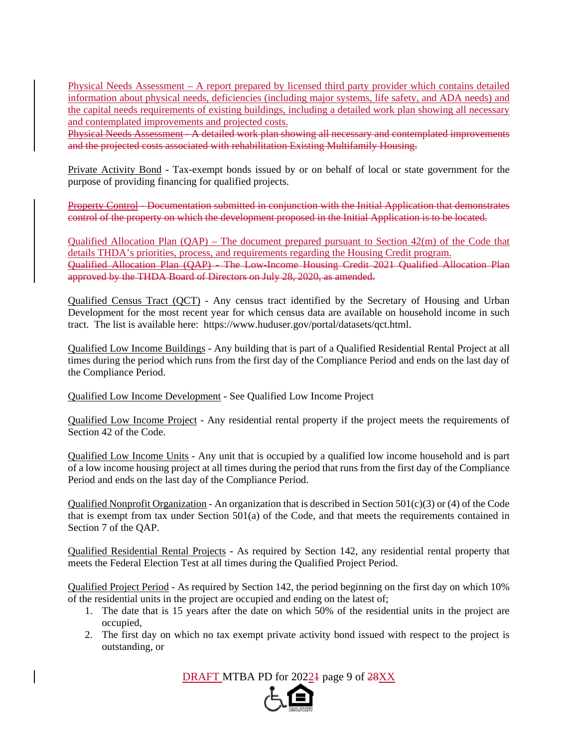Physical Needs Assessment – A report prepared by licensed third party provider which contains detailed information about physical needs, deficiencies (including major systems, life safety, and ADA needs) and the capital needs requirements of existing buildings, including a detailed work plan showing all necessary and contemplated improvements and projected costs.

~~Physical Needs Assessment - A detailed work plan showing all necessary and contemplated improvements and the projected costs associated with rehabilitation Existing Multifamily Housing.~~

Private Activity Bond - Tax-exempt bonds issued by or on behalf of local or state government for the purpose of providing financing for qualified projects.

~~Property Control - Documentation submitted in conjunction with the Initial Application that demonstrates control of the property on which the development proposed in the Initial Application is to be located.~~

Qualified Allocation Plan (QAP) – The document prepared pursuant to Section 42(m) of the Code that details THDA's priorities, process, and requirements regarding the Housing Credit program.

~~Qualified Allocation Plan (QAP) - The Low-Income Housing Credit 2021 Qualified Allocation Plan approved by the THDA Board of Directors on July 28, 2020, as amended.~~

Qualified Census Tract (QCT) - Any census tract identified by the Secretary of Housing and Urban Development for the most recent year for which census data are available on household income in such tract. The list is available here: https://www.huduser.gov/portal/datasets/qct.html.

Qualified Low Income Buildings - Any building that is part of a Qualified Residential Rental Project at all times during the period which runs from the first day of the Compliance Period and ends on the last day of the Compliance Period.

Qualified Low Income Development - See Qualified Low Income Project

Qualified Low Income Project - Any residential rental property if the project meets the requirements of Section 42 of the Code.

Qualified Low Income Units - Any unit that is occupied by a qualified low income household and is part of a low income housing project at all times during the period that runs from the first day of the Compliance Period and ends on the last day of the Compliance Period.

Qualified Nonprofit Organization - An organization that is described in Section 501(c)(3) or (4) of the Code that is exempt from tax under Section 501(a) of the Code, and that meets the requirements contained in Section 7 of the QAP.

Qualified Residential Rental Projects - As required by Section 142, any residential rental property that meets the Federal Election Test at all times during the Qualified Project Period.

Qualified Project Period - As required by Section 142, the period beginning on the first day on which 10% of the residential units in the project are occupied and ending on the latest of;

1. The date that is 15 years after the date on which 50% of the residential units in the project are occupied,
2. The first day on which no tax exempt private activity bond issued with respect to the project is outstanding, or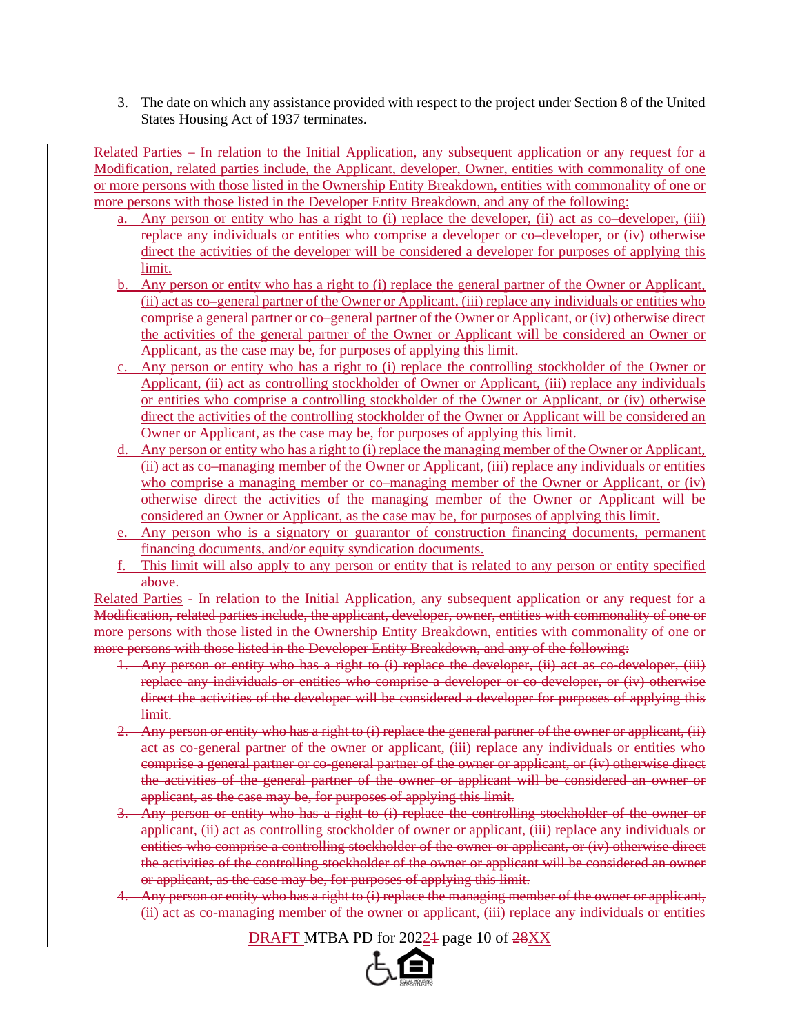3. The date on which any assistance provided with respect to the project under Section 8 of the United States Housing Act of 1937 terminates.

Related Parties – In relation to the Initial Application, any subsequent application or any request for a Modification, related parties include, the Applicant, developer, Owner, entities with commonality of one or more persons with those listed in the Ownership Entity Breakdown, entities with commonality of one or more persons with those listed in the Developer Entity Breakdown, and any of the following:

a. Any person or entity who has a right to (i) replace the developer, (ii) act as co–developer, (iii) replace any individuals or entities who comprise a developer or co–developer, or (iv) otherwise direct the activities of the developer will be considered a developer for purposes of applying this limit.
b. Any person or entity who has a right to (i) replace the general partner of the Owner or Applicant, (ii) act as co–general partner of the Owner or Applicant, (iii) replace any individuals or entities who comprise a general partner or co–general partner of the Owner or Applicant, or (iv) otherwise direct the activities of the general partner of the Owner or Applicant will be considered an Owner or Applicant, as the case may be, for purposes of applying this limit.
c. Any person or entity who has a right to (i) replace the controlling stockholder of the Owner or Applicant, (ii) act as controlling stockholder of Owner or Applicant, (iii) replace any individuals or entities who comprise a controlling stockholder of the Owner or Applicant, or (iv) otherwise direct the activities of the controlling stockholder of the Owner or Applicant will be considered an Owner or Applicant, as the case may be, for purposes of applying this limit.
d. Any person or entity who has a right to (i) replace the managing member of the Owner or Applicant, (ii) act as co–managing member of the Owner or Applicant, (iii) replace any individuals or entities who comprise a managing member or co–managing member of the Owner or Applicant, or (iv) otherwise direct the activities of the managing member of the Owner or Applicant will be considered an Owner or Applicant, as the case may be, for purposes of applying this limit.
e. Any person who is a signatory or guarantor of construction financing documents, permanent financing documents, and/or equity syndication documents.
f. This limit will also apply to any person or entity that is related to any person or entity specified above.

~~Related Parties - In relation to the Initial Application, any subsequent application or any request for a Modification, related parties include, the applicant, developer, owner, entities with commonality of one or more persons with those listed in the Ownership Entity Breakdown, entities with commonality of one or more persons with those listed in the Developer Entity Breakdown, and any of the following:~~

~~1. Any person or entity who has a right to (i) replace the developer, (ii) act as co-developer, (iii) replace any individuals or entities who comprise a developer or co-developer, or (iv) otherwise direct the activities of the developer will be considered a developer for purposes of applying this limit.~~
~~2. Any person or entity who has a right to (i) replace the general partner of the owner or applicant, (ii) act as co-general partner of the owner or applicant, (iii) replace any individuals or entities who comprise a general partner or co-general partner of the owner or applicant, or (iv) otherwise direct the activities of the general partner of the owner or applicant will be considered an owner or applicant, as the case may be, for purposes of applying this limit.~~
~~3. Any person or entity who has a right to (i) replace the controlling stockholder of the owner or applicant, (ii) act as controlling stockholder of owner or applicant, (iii) replace any individuals or entities who comprise a controlling stockholder of the owner or applicant, or (iv) otherwise direct the activities of the controlling stockholder of the owner or applicant will be considered an owner or applicant, as the case may be, for purposes of applying this limit.~~
~~4. Any person or entity who has a right to (i) replace the managing member of the owner or applicant, (ii) act as co-managing member of the owner or applicant, (iii) replace any individuals or entities~~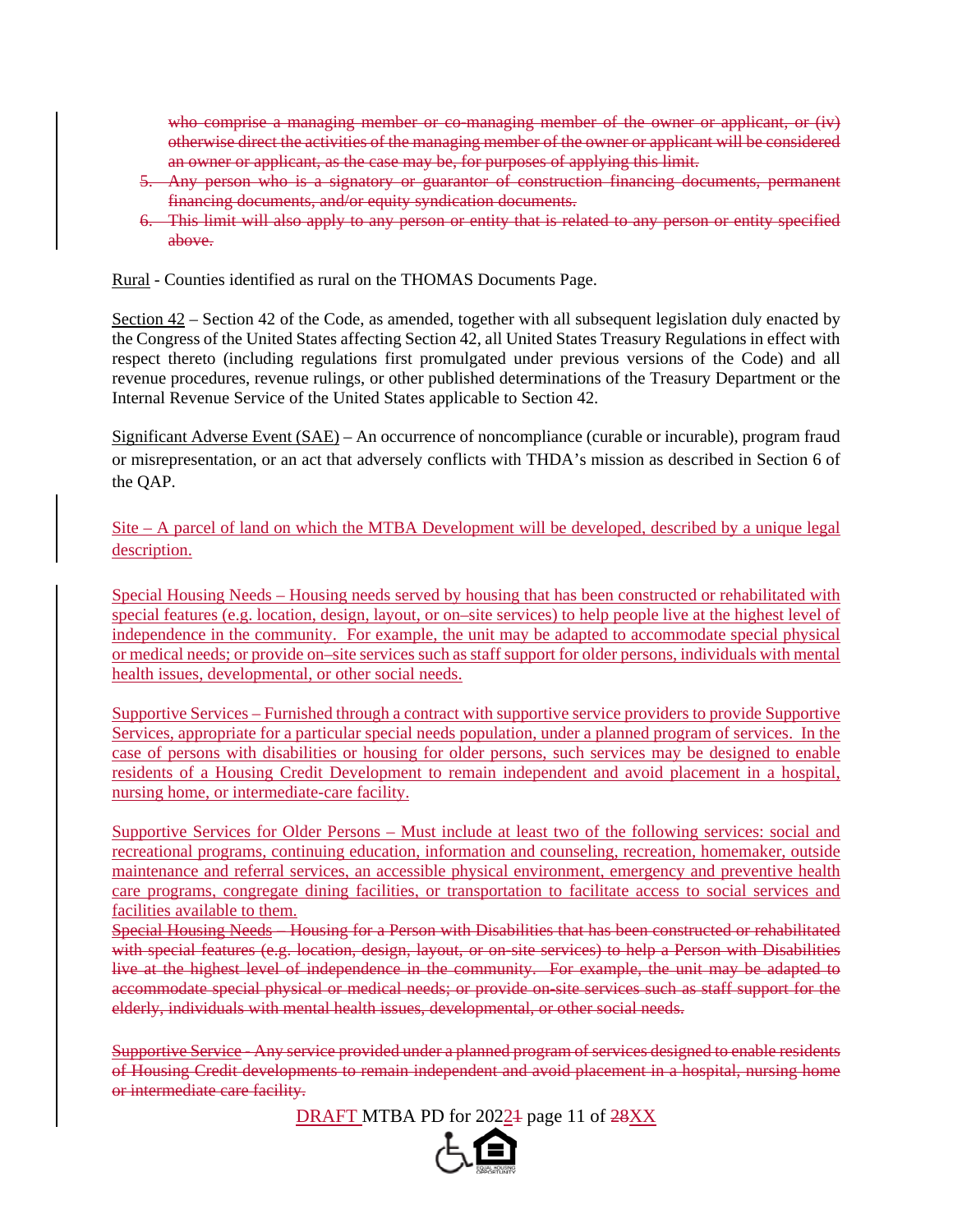who comprise a managing member or co-managing member of the owner or applicant, or (iv) otherwise direct the activities of the managing member of the owner or applicant will be considered an owner or applicant, as the case may be, for purposes of applying this limit.

5. Any person who is a signatory or guarantor of construction financing documents, permanent financing documents, and/or equity syndication documents.
6. This limit will also apply to any person or entity that is related to any person or entity specified above.

Rural - Counties identified as rural on the THOMAS Documents Page.

Section 42 – Section 42 of the Code, as amended, together with all subsequent legislation duly enacted by the Congress of the United States affecting Section 42, all United States Treasury Regulations in effect with respect thereto (including regulations first promulgated under previous versions of the Code) and all revenue procedures, revenue rulings, or other published determinations of the Treasury Department or the Internal Revenue Service of the United States applicable to Section 42.

Significant Adverse Event (SAE) – An occurrence of noncompliance (curable or incurable), program fraud or misrepresentation, or an act that adversely conflicts with THDA's mission as described in Section 6 of the QAP.

Site – A parcel of land on which the MTBA Development will be developed, described by a unique legal description.

Special Housing Needs – Housing needs served by housing that has been constructed or rehabilitated with special features (e.g. location, design, layout, or on–site services) to help people live at the highest level of independence in the community. For example, the unit may be adapted to accommodate special physical or medical needs; or provide on–site services such as staff support for older persons, individuals with mental health issues, developmental, or other social needs.

Supportive Services – Furnished through a contract with supportive service providers to provide Supportive Services, appropriate for a particular special needs population, under a planned program of services. In the case of persons with disabilities or housing for older persons, such services may be designed to enable residents of a Housing Credit Development to remain independent and avoid placement in a hospital, nursing home, or intermediate-care facility.

Supportive Services for Older Persons – Must include at least two of the following services: social and recreational programs, continuing education, information and counseling, recreation, homemaker, outside maintenance and referral services, an accessible physical environment, emergency and preventive health care programs, congregate dining facilities, or transportation to facilitate access to social services and facilities available to them.

Special Housing Needs – Housing for a Person with Disabilities that has been constructed or rehabilitated with special features (e.g. location, design, layout, or on-site services) to help a Person with Disabilities live at the highest level of independence in the community. For example, the unit may be adapted to accommodate special physical or medical needs; or provide on-site services such as staff support for the elderly, individuals with mental health issues, developmental, or other social needs.

Supportive Service - Any service provided under a planned program of services designed to enable residents of Housing Credit developments to remain independent and avoid placement in a hospital, nursing home or intermediate care facility.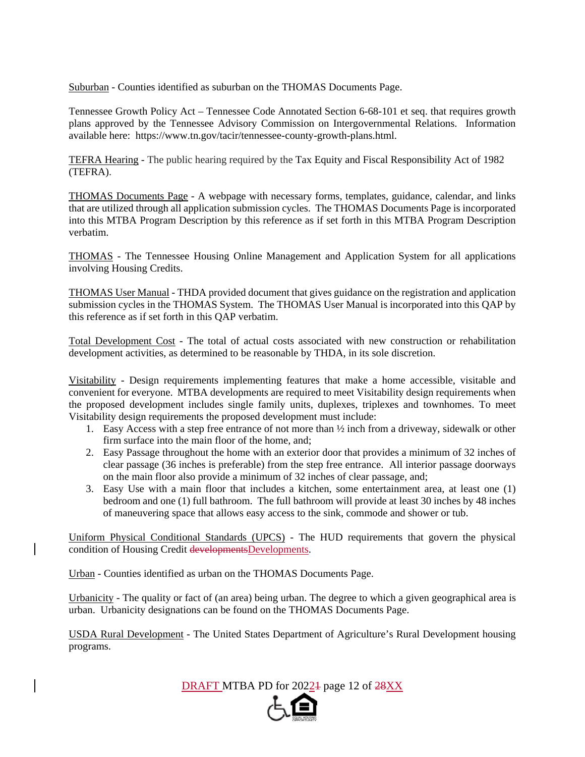Suburban - Counties identified as suburban on the THOMAS Documents Page.

Tennessee Growth Policy Act – Tennessee Code Annotated Section 6-68-101 et seq. that requires growth plans approved by the Tennessee Advisory Commission on Intergovernmental Relations. Information available here: https://www.tn.gov/tacir/tennessee-county-growth-plans.html.

TEFRA Hearing - The public hearing required by the Tax Equity and Fiscal Responsibility Act of 1982 (TEFRA).

THOMAS Documents Page - A webpage with necessary forms, templates, guidance, calendar, and links that are utilized through all application submission cycles. The THOMAS Documents Page is incorporated into this MTBA Program Description by this reference as if set forth in this MTBA Program Description verbatim.

THOMAS - The Tennessee Housing Online Management and Application System for all applications involving Housing Credits.

THOMAS User Manual - THDA provided document that gives guidance on the registration and application submission cycles in the THOMAS System. The THOMAS User Manual is incorporated into this QAP by this reference as if set forth in this QAP verbatim.

Total Development Cost - The total of actual costs associated with new construction or rehabilitation development activities, as determined to be reasonable by THDA, in its sole discretion.

Visitability - Design requirements implementing features that make a home accessible, visitable and convenient for everyone. MTBA developments are required to meet Visitability design requirements when the proposed development includes single family units, duplexes, triplexes and townhomes. To meet Visitability design requirements the proposed development must include:

1. Easy Access with a step free entrance of not more than ½ inch from a driveway, sidewalk or other firm surface into the main floor of the home, and;
2. Easy Passage throughout the home with an exterior door that provides a minimum of 32 inches of clear passage (36 inches is preferable) from the step free entrance. All interior passage doorways on the main floor also provide a minimum of 32 inches of clear passage, and;
3. Easy Use with a main floor that includes a kitchen, some entertainment area, at least one (1) bedroom and one (1) full bathroom. The full bathroom will provide at least 30 inches by 48 inches of maneuvering space that allows easy access to the sink, commode and shower or tub.

Uniform Physical Conditional Standards (UPCS) - The HUD requirements that govern the physical condition of Housing Credit ~~developments~~Developments.

Urban - Counties identified as urban on the THOMAS Documents Page.

Urbanicity - The quality or fact of (an area) being urban. The degree to which a given geographical area is urban. Urbanicity designations can be found on the THOMAS Documents Page.

USDA Rural Development - The United States Department of Agriculture's Rural Development housing programs.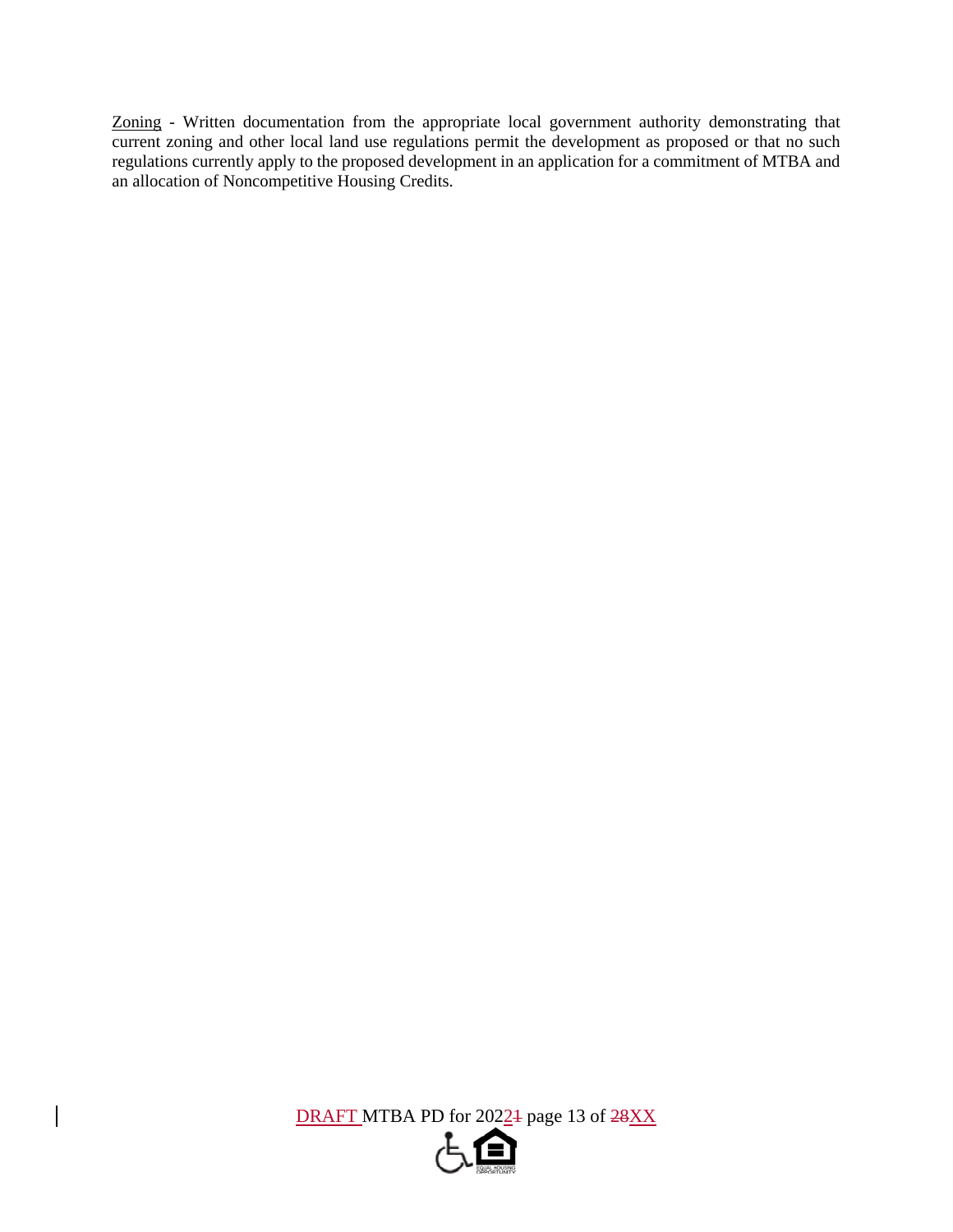<u>Zoning</u> - Written documentation from the appropriate local government authority demonstrating that current zoning and other local land use regulations permit the development as proposed or that no such regulations currently apply to the proposed development in an application for a commitment of MTBA and an allocation of Noncompetitive Housing Credits.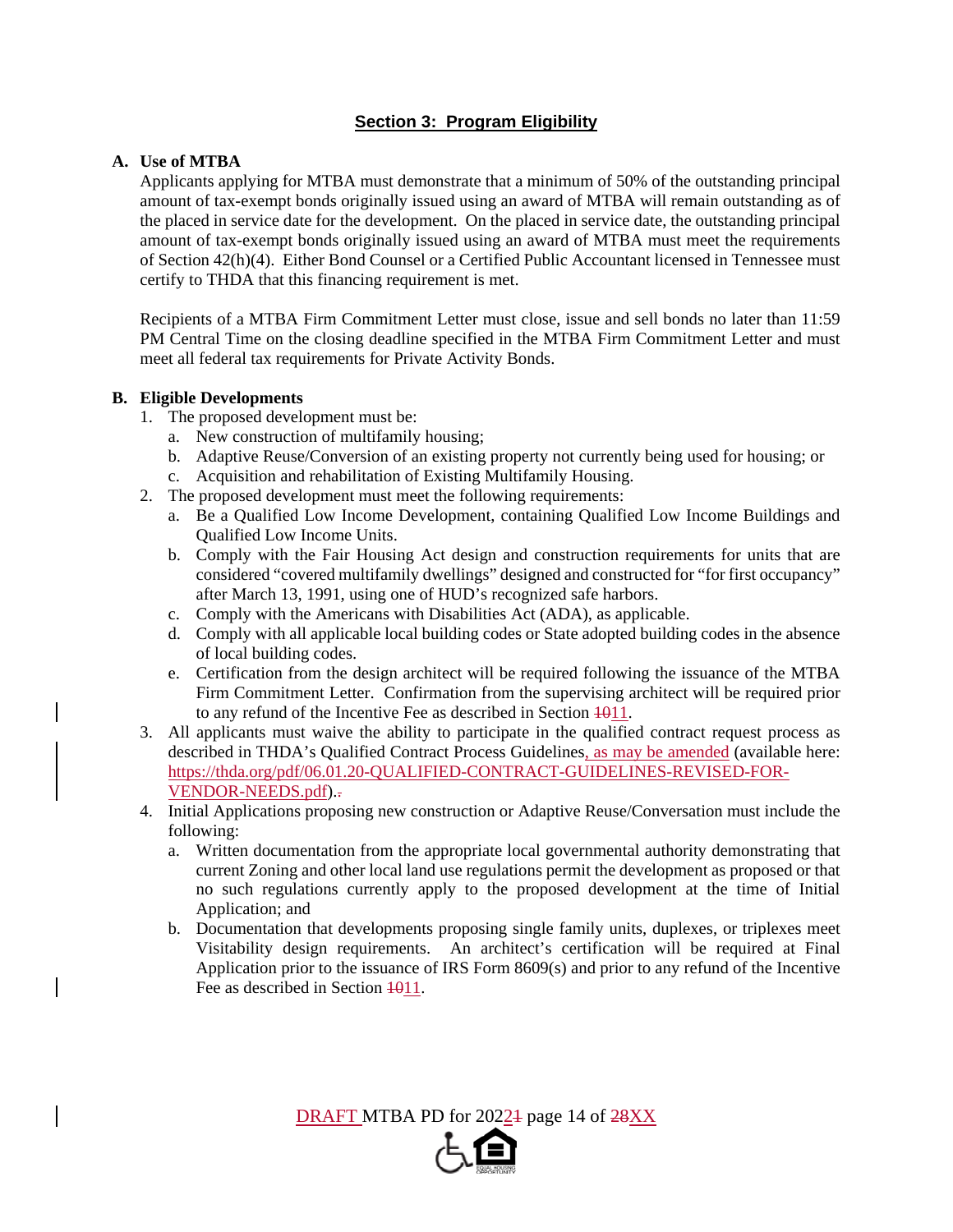## Section 3: Program Eligibility

**A. Use of MTBA**

Applicants applying for MTBA must demonstrate that a minimum of 50% of the outstanding principal amount of tax-exempt bonds originally issued using an award of MTBA will remain outstanding as of the placed in service date for the development. On the placed in service date, the outstanding principal amount of tax-exempt bonds originally issued using an award of MTBA must meet the requirements of Section 42(h)(4). Either Bond Counsel or a Certified Public Accountant licensed in Tennessee must certify to THDA that this financing requirement is met.

Recipients of a MTBA Firm Commitment Letter must close, issue and sell bonds no later than 11:59 PM Central Time on the closing deadline specified in the MTBA Firm Commitment Letter and must meet all federal tax requirements for Private Activity Bonds.

**B. Eligible Developments**

1. The proposed development must be:
   a. New construction of multifamily housing;
   b. Adaptive Reuse/Conversion of an existing property not currently being used for housing; or
   c. Acquisition and rehabilitation of Existing Multifamily Housing.
2. The proposed development must meet the following requirements:
   a. Be a Qualified Low Income Development, containing Qualified Low Income Buildings and Qualified Low Income Units.
   b. Comply with the Fair Housing Act design and construction requirements for units that are considered "covered multifamily dwellings" designed and constructed for "for first occupancy" after March 13, 1991, using one of HUD's recognized safe harbors.
   c. Comply with the Americans with Disabilities Act (ADA), as applicable.
   d. Comply with all applicable local building codes or State adopted building codes in the absence of local building codes.
   e. Certification from the design architect will be required following the issuance of the MTBA Firm Commitment Letter. Confirmation from the supervising architect will be required prior to any refund of the Incentive Fee as described in Section ~~10~~11.
3. All applicants must waive the ability to participate in the qualified contract request process as described in THDA's Qualified Contract Process Guidelines, as may be amended (available here: https://thda.org/pdf/06.01.20-QUALIFIED-CONTRACT-GUIDELINES-REVISED-FOR-VENDOR-NEEDS.pdf).~~.~~
4. Initial Applications proposing new construction or Adaptive Reuse/Conversation must include the following:
   a. Written documentation from the appropriate local governmental authority demonstrating that current Zoning and other local land use regulations permit the development as proposed or that no such regulations currently apply to the proposed development at the time of Initial Application; and
   b. Documentation that developments proposing single family units, duplexes, or triplexes meet Visitability design requirements. An architect's certification will be required at Final Application prior to the issuance of IRS Form 8609(s) and prior to any refund of the Incentive Fee as described in Section ~~10~~11.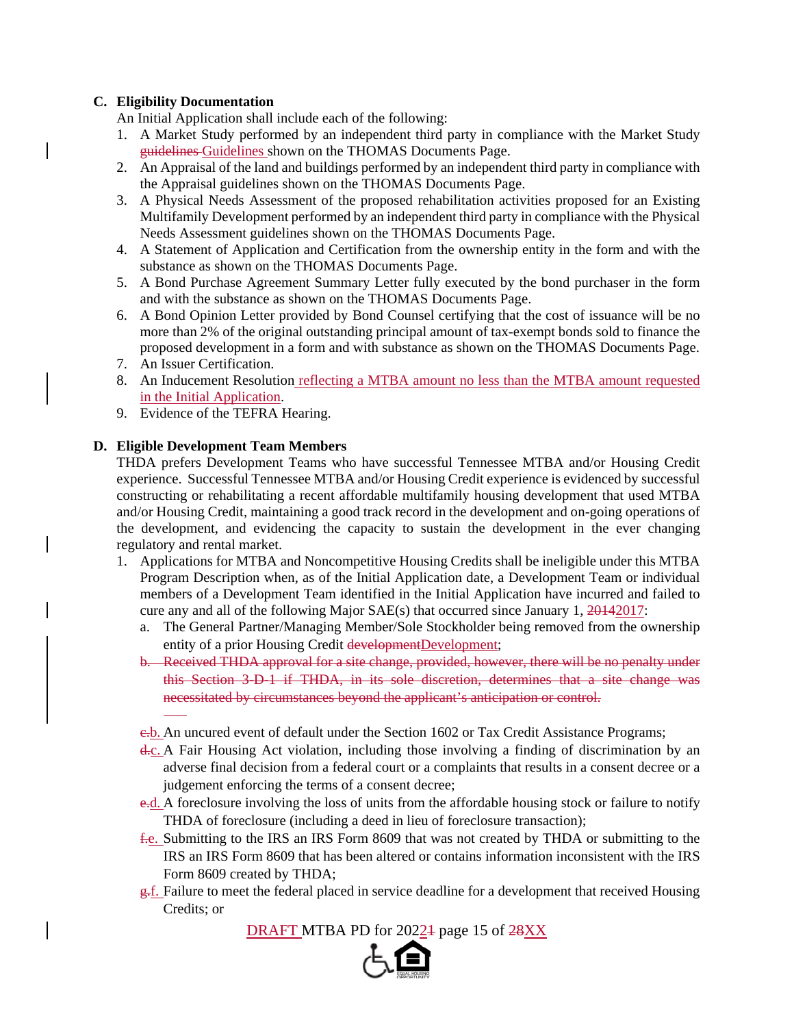**C. Eligibility Documentation**

An Initial Application shall include each of the following:

1. A Market Study performed by an independent third party in compliance with the Market Study ~~guidelines~~ Guidelines shown on the THOMAS Documents Page.
2. An Appraisal of the land and buildings performed by an independent third party in compliance with the Appraisal guidelines shown on the THOMAS Documents Page.
3. A Physical Needs Assessment of the proposed rehabilitation activities proposed for an Existing Multifamily Development performed by an independent third party in compliance with the Physical Needs Assessment guidelines shown on the THOMAS Documents Page.
4. A Statement of Application and Certification from the ownership entity in the form and with the substance as shown on the THOMAS Documents Page.
5. A Bond Purchase Agreement Summary Letter fully executed by the bond purchaser in the form and with the substance as shown on the THOMAS Documents Page.
6. A Bond Opinion Letter provided by Bond Counsel certifying that the cost of issuance will be no more than 2% of the original outstanding principal amount of tax-exempt bonds sold to finance the proposed development in a form and with substance as shown on the THOMAS Documents Page.
7. An Issuer Certification.
8. An Inducement Resolution reflecting a MTBA amount no less than the MTBA amount requested in the Initial Application.
9. Evidence of the TEFRA Hearing.

**D. Eligible Development Team Members**

THDA prefers Development Teams who have successful Tennessee MTBA and/or Housing Credit experience. Successful Tennessee MTBA and/or Housing Credit experience is evidenced by successful constructing or rehabilitating a recent affordable multifamily housing development that used MTBA and/or Housing Credit, maintaining a good track record in the development and on-going operations of the development, and evidencing the capacity to sustain the development in the ever changing regulatory and rental market.

1. Applications for MTBA and Noncompetitive Housing Credits shall be ineligible under this MTBA Program Description when, as of the Initial Application date, a Development Team or individual members of a Development Team identified in the Initial Application have incurred and failed to cure any and all of the following Major SAE(s) that occurred since January 1, ~~2014~~2017:
   a. The General Partner/Managing Member/Sole Stockholder being removed from the ownership entity of a prior Housing Credit ~~development~~Development;
   ~~b. Received THDA approval for a site change, provided, however, there will be no penalty under this Section 3-D-1 if THDA, in its sole discretion, determines that a site change was necessitated by circumstances beyond the applicant's anticipation or control.~~
   ~~c.~~b. An uncured event of default under the Section 1602 or Tax Credit Assistance Programs;
   ~~d.~~c. A Fair Housing Act violation, including those involving a finding of discrimination by an adverse final decision from a federal court or a complaints that results in a consent decree or a judgement enforcing the terms of a consent decree;
   ~~e.~~d. A foreclosure involving the loss of units from the affordable housing stock or failure to notify THDA of foreclosure (including a deed in lieu of foreclosure transaction);
   ~~f.~~e. Submitting to the IRS an IRS Form 8609 that was not created by THDA or submitting to the IRS an IRS Form 8609 that has been altered or contains information inconsistent with the IRS Form 8609 created by THDA;
   ~~g.~~f. Failure to meet the federal placed in service deadline for a development that received Housing Credits; or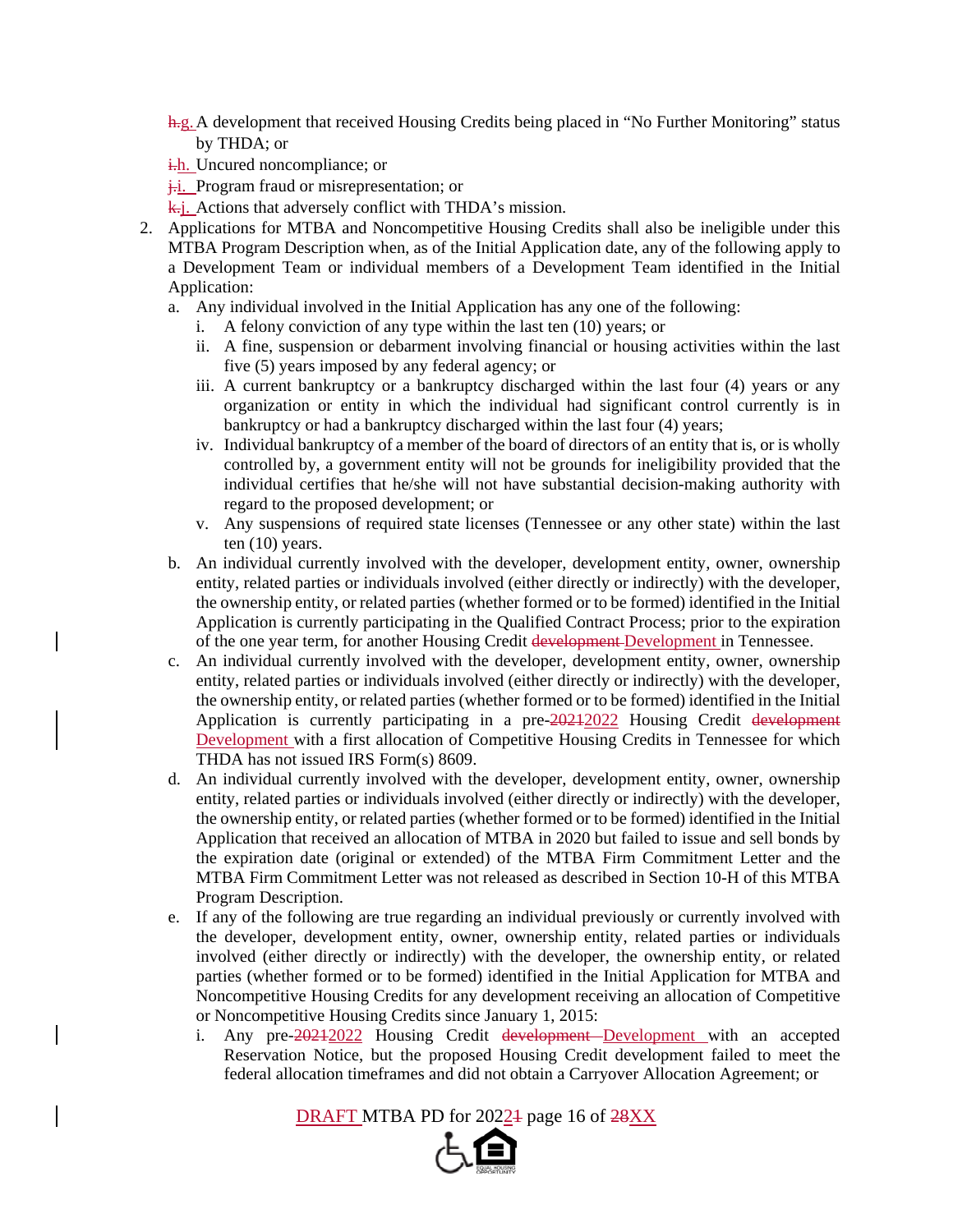h.g. A development that received Housing Credits being placed in "No Further Monitoring" status by THDA; or

i.h. Uncured noncompliance; or

j.i. Program fraud or misrepresentation; or

k.j. Actions that adversely conflict with THDA's mission.

2. Applications for MTBA and Noncompetitive Housing Credits shall also be ineligible under this MTBA Program Description when, as of the Initial Application date, any of the following apply to a Development Team or individual members of a Development Team identified in the Initial Application:
   a. Any individual involved in the Initial Application has any one of the following:
      i. A felony conviction of any type within the last ten (10) years; or
      ii. A fine, suspension or debarment involving financial or housing activities within the last five (5) years imposed by any federal agency; or
      iii. A current bankruptcy or a bankruptcy discharged within the last four (4) years or any organization or entity in which the individual had significant control currently is in bankruptcy or had a bankruptcy discharged within the last four (4) years;
      iv. Individual bankruptcy of a member of the board of directors of an entity that is, or is wholly controlled by, a government entity will not be grounds for ineligibility provided that the individual certifies that he/she will not have substantial decision-making authority with regard to the proposed development; or
      v. Any suspensions of required state licenses (Tennessee or any other state) within the last ten (10) years.
   b. An individual currently involved with the developer, development entity, owner, ownership entity, related parties or individuals involved (either directly or indirectly) with the developer, the ownership entity, or related parties (whether formed or to be formed) identified in the Initial Application is currently participating in the Qualified Contract Process; prior to the expiration of the one year term, for another Housing Credit ~~development~~ Development in Tennessee.
   c. An individual currently involved with the developer, development entity, owner, ownership entity, related parties or individuals involved (either directly or indirectly) with the developer, the ownership entity, or related parties (whether formed or to be formed) identified in the Initial Application is currently participating in a pre-~~2021~~2022 Housing Credit ~~development~~ Development with a first allocation of Competitive Housing Credits in Tennessee for which THDA has not issued IRS Form(s) 8609.
   d. An individual currently involved with the developer, development entity, owner, ownership entity, related parties or individuals involved (either directly or indirectly) with the developer, the ownership entity, or related parties (whether formed or to be formed) identified in the Initial Application that received an allocation of MTBA in 2020 but failed to issue and sell bonds by the expiration date (original or extended) of the MTBA Firm Commitment Letter and the MTBA Firm Commitment Letter was not released as described in Section 10-H of this MTBA Program Description.
   e. If any of the following are true regarding an individual previously or currently involved with the developer, development entity, owner, ownership entity, related parties or individuals involved (either directly or indirectly) with the developer, the ownership entity, or related parties (whether formed or to be formed) identified in the Initial Application for MTBA and Noncompetitive Housing Credits for any development receiving an allocation of Competitive or Noncompetitive Housing Credits since January 1, 2015:
      i. Any pre-~~2021~~2022 Housing Credit ~~development~~ Development with an accepted Reservation Notice, but the proposed Housing Credit development failed to meet the federal allocation timeframes and did not obtain a Carryover Allocation Agreement; or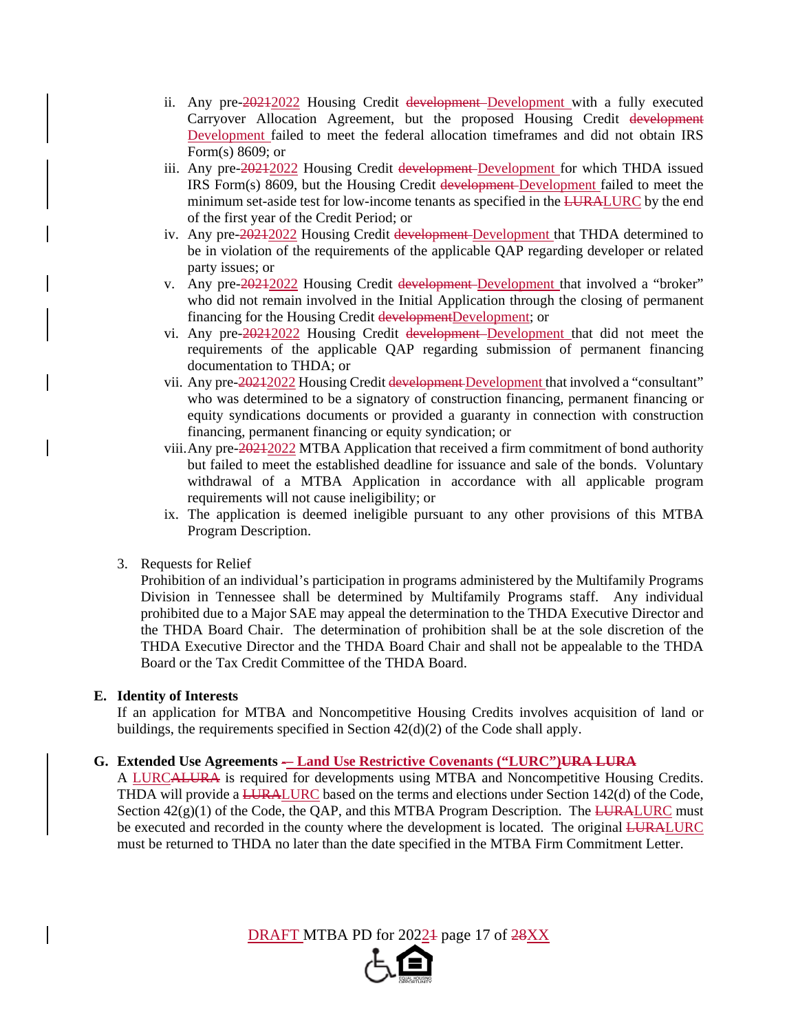ii. Any pre-20212022 Housing Credit development Development with a fully executed Carryover Allocation Agreement, but the proposed Housing Credit development Development failed to meet the federal allocation timeframes and did not obtain IRS Form(s) 8609; or

iii. Any pre-20212022 Housing Credit development Development for which THDA issued IRS Form(s) 8609, but the Housing Credit development Development failed to meet the minimum set-aside test for low-income tenants as specified in the LURALURC by the end of the first year of the Credit Period; or

iv. Any pre-20212022 Housing Credit development Development that THDA determined to be in violation of the requirements of the applicable QAP regarding developer or related party issues; or

v. Any pre-20212022 Housing Credit development Development that involved a "broker" who did not remain involved in the Initial Application through the closing of permanent financing for the Housing Credit developmentDevelopment; or

vi. Any pre-20212022 Housing Credit development Development that did not meet the requirements of the applicable QAP regarding submission of permanent financing documentation to THDA; or

vii. Any pre-20212022 Housing Credit development Development that involved a "consultant" who was determined to be a signatory of construction financing, permanent financing or equity syndications documents or provided a guaranty in connection with construction financing, permanent financing or equity syndication; or

viii. Any pre-20212022 MTBA Application that received a firm commitment of bond authority but failed to meet the established deadline for issuance and sale of the bonds. Voluntary withdrawal of a MTBA Application in accordance with all applicable program requirements will not cause ineligibility; or

ix. The application is deemed ineligible pursuant to any other provisions of this MTBA Program Description.

3. Requests for Relief

Prohibition of an individual's participation in programs administered by the Multifamily Programs Division in Tennessee shall be determined by Multifamily Programs staff. Any individual prohibited due to a Major SAE may appeal the determination to the THDA Executive Director and the THDA Board Chair. The determination of prohibition shall be at the sole discretion of the THDA Executive Director and the THDA Board Chair and shall not be appealable to the THDA Board or the Tax Credit Committee of the THDA Board.

**E. Identity of Interests**

If an application for MTBA and Noncompetitive Housing Credits involves acquisition of land or buildings, the requirements specified in Section 42(d)(2) of the Code shall apply.

**G. Extended Use Agreements -– Land Use Restrictive Covenants ("LURC")URA LURA**

A LURCALURA is required for developments using MTBA and Noncompetitive Housing Credits. THDA will provide a LURALURC based on the terms and elections under Section 142(d) of the Code, Section 42(g)(1) of the Code, the QAP, and this MTBA Program Description. The LURALURC must be executed and recorded in the county where the development is located. The original LURALURC must be returned to THDA no later than the date specified in the MTBA Firm Commitment Letter.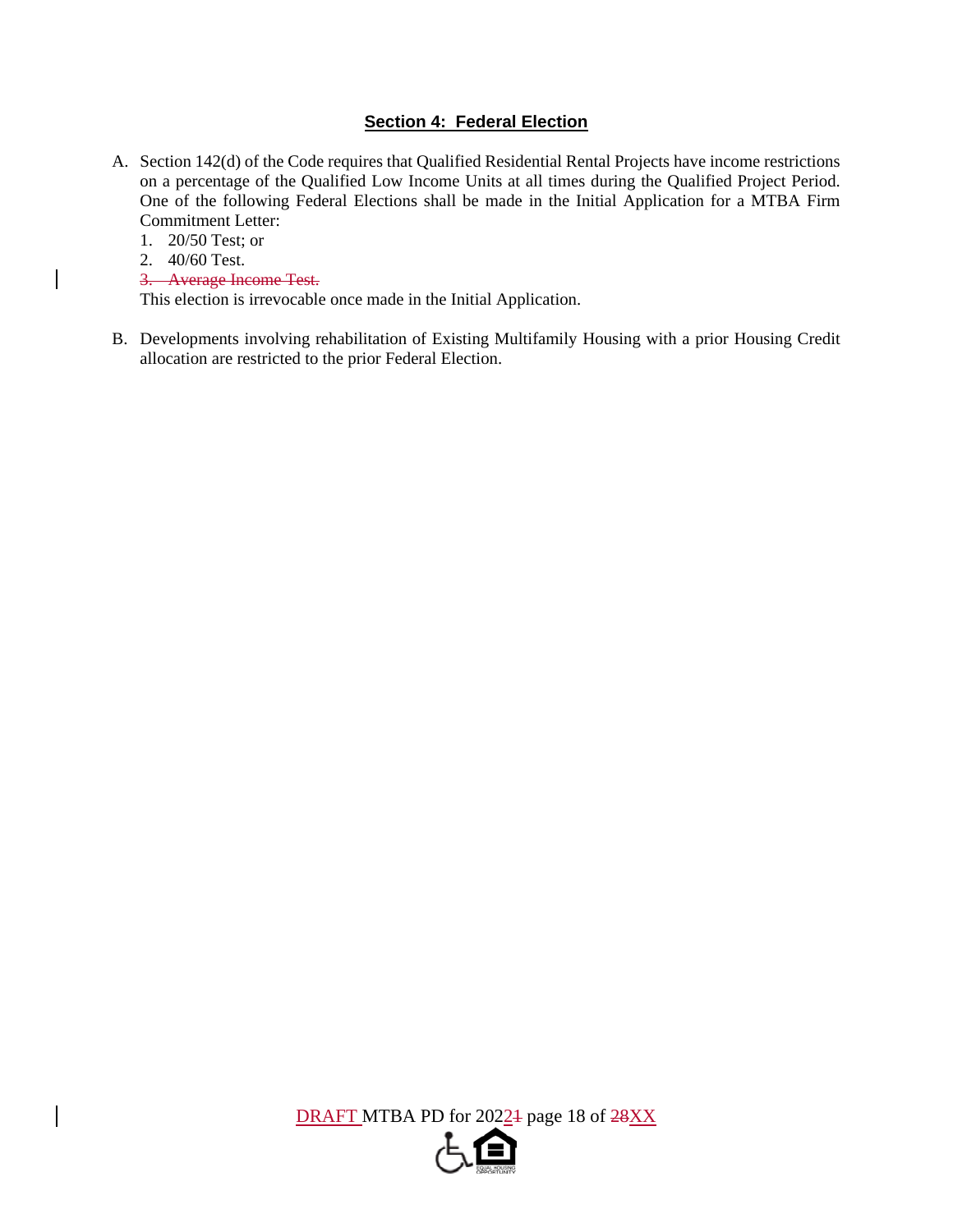## Section 4: Federal Election

A. Section 142(d) of the Code requires that Qualified Residential Rental Projects have income restrictions on a percentage of the Qualified Low Income Units at all times during the Qualified Project Period. One of the following Federal Elections shall be made in the Initial Application for a MTBA Firm Commitment Letter:

   1. 20/50 Test; or
   2. 40/60 Test.
   3. ~~Average Income Test.~~

   This election is irrevocable once made in the Initial Application.

B. Developments involving rehabilitation of Existing Multifamily Housing with a prior Housing Credit allocation are restricted to the prior Federal Election.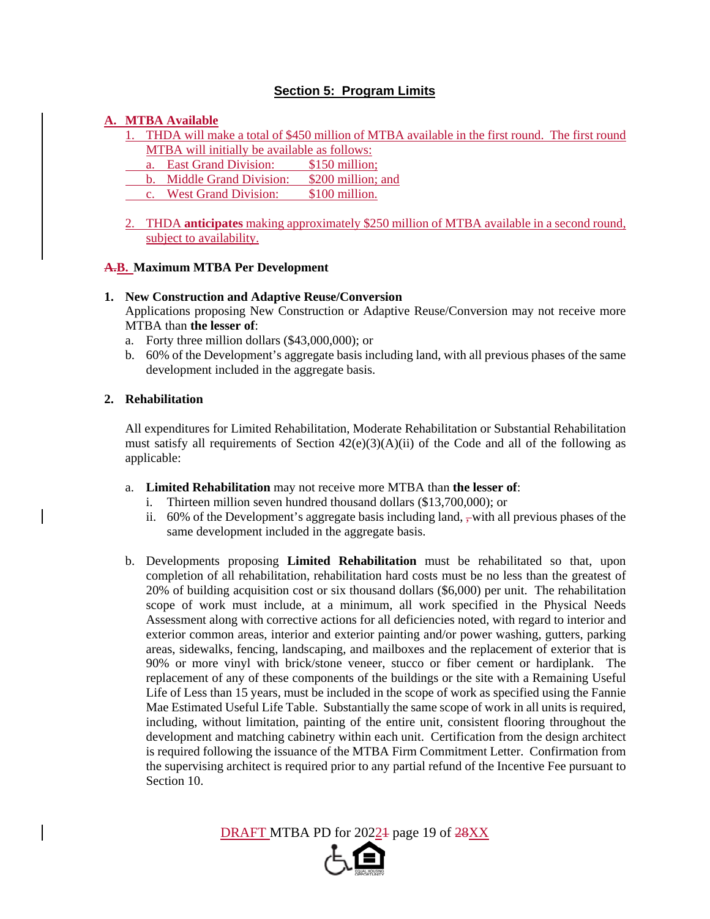## Section 5: Program Limits

### A. MTBA Available

1. THDA will make a total of $450 million of MTBA available in the first round. The first round MTBA will initially be available as follows:
   a. East Grand Division: $150 million;
   b. Middle Grand Division: $200 million; and
   c. West Grand Division: $100 million.

2. THDA **anticipates** making approximately $250 million of MTBA available in a second round, subject to availability.

### ~~A.~~B. Maximum MTBA Per Development

**1. New Construction and Adaptive Reuse/Conversion**

Applications proposing New Construction or Adaptive Reuse/Conversion may not receive more MTBA than **the lesser of**:

a. Forty three million dollars ($43,000,000); or
b. 60% of the Development's aggregate basis including land, with all previous phases of the same development included in the aggregate basis.

**2. Rehabilitation**

All expenditures for Limited Rehabilitation, Moderate Rehabilitation or Substantial Rehabilitation must satisfy all requirements of Section 42(e)(3)(A)(ii) of the Code and all of the following as applicable:

a. **Limited Rehabilitation** may not receive more MTBA than **the lesser of**:
   i. Thirteen million seven hundred thousand dollars ($13,700,000); or
   ii. 60% of the Development's aggregate basis including land, ~~,~~ with all previous phases of the same development included in the aggregate basis.

b. Developments proposing **Limited Rehabilitation** must be rehabilitated so that, upon completion of all rehabilitation, rehabilitation hard costs must be no less than the greatest of 20% of building acquisition cost or six thousand dollars ($6,000) per unit. The rehabilitation scope of work must include, at a minimum, all work specified in the Physical Needs Assessment along with corrective actions for all deficiencies noted, with regard to interior and exterior common areas, interior and exterior painting and/or power washing, gutters, parking areas, sidewalks, fencing, landscaping, and mailboxes and the replacement of exterior that is 90% or more vinyl with brick/stone veneer, stucco or fiber cement or hardiplank. The replacement of any of these components of the buildings or the site with a Remaining Useful Life of Less than 15 years, must be included in the scope of work as specified using the Fannie Mae Estimated Useful Life Table. Substantially the same scope of work in all units is required, including, without limitation, painting of the entire unit, consistent flooring throughout the development and matching cabinetry within each unit. Certification from the design architect is required following the issuance of the MTBA Firm Commitment Letter. Confirmation from the supervising architect is required prior to any partial refund of the Incentive Fee pursuant to Section 10.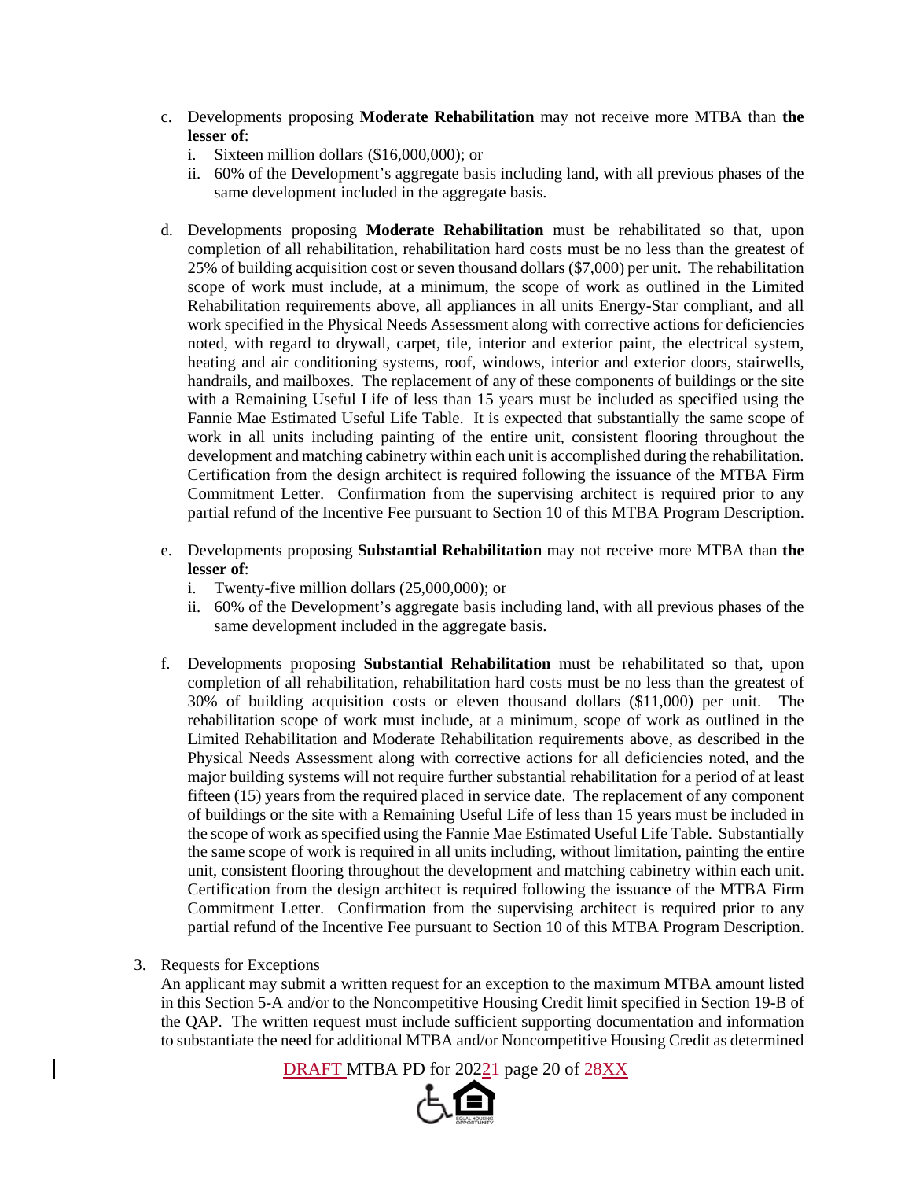c. Developments proposing **Moderate Rehabilitation** may not receive more MTBA than **the lesser of**:

   i. Sixteen million dollars ($16,000,000); or

   ii. 60% of the Development's aggregate basis including land, with all previous phases of the same development included in the aggregate basis.

d. Developments proposing **Moderate Rehabilitation** must be rehabilitated so that, upon completion of all rehabilitation, rehabilitation hard costs must be no less than the greatest of 25% of building acquisition cost or seven thousand dollars ($7,000) per unit. The rehabilitation scope of work must include, at a minimum, the scope of work as outlined in the Limited Rehabilitation requirements above, all appliances in all units Energy-Star compliant, and all work specified in the Physical Needs Assessment along with corrective actions for deficiencies noted, with regard to drywall, carpet, tile, interior and exterior paint, the electrical system, heating and air conditioning systems, roof, windows, interior and exterior doors, stairwells, handrails, and mailboxes. The replacement of any of these components of buildings or the site with a Remaining Useful Life of less than 15 years must be included as specified using the Fannie Mae Estimated Useful Life Table. It is expected that substantially the same scope of work in all units including painting of the entire unit, consistent flooring throughout the development and matching cabinetry within each unit is accomplished during the rehabilitation. Certification from the design architect is required following the issuance of the MTBA Firm Commitment Letter. Confirmation from the supervising architect is required prior to any partial refund of the Incentive Fee pursuant to Section 10 of this MTBA Program Description.

e. Developments proposing **Substantial Rehabilitation** may not receive more MTBA than **the lesser of**:

   i. Twenty-five million dollars (25,000,000); or

   ii. 60% of the Development's aggregate basis including land, with all previous phases of the same development included in the aggregate basis.

f. Developments proposing **Substantial Rehabilitation** must be rehabilitated so that, upon completion of all rehabilitation, rehabilitation hard costs must be no less than the greatest of 30% of building acquisition costs or eleven thousand dollars ($11,000) per unit. The rehabilitation scope of work must include, at a minimum, scope of work as outlined in the Limited Rehabilitation and Moderate Rehabilitation requirements above, as described in the Physical Needs Assessment along with corrective actions for all deficiencies noted, and the major building systems will not require further substantial rehabilitation for a period of at least fifteen (15) years from the required placed in service date. The replacement of any component of buildings or the site with a Remaining Useful Life of less than 15 years must be included in the scope of work as specified using the Fannie Mae Estimated Useful Life Table. Substantially the same scope of work is required in all units including, without limitation, painting the entire unit, consistent flooring throughout the development and matching cabinetry within each unit. Certification from the design architect is required following the issuance of the MTBA Firm Commitment Letter. Confirmation from the supervising architect is required prior to any partial refund of the Incentive Fee pursuant to Section 10 of this MTBA Program Description.

3. Requests for Exceptions

An applicant may submit a written request for an exception to the maximum MTBA amount listed in this Section 5-A and/or to the Noncompetitive Housing Credit limit specified in Section 19-B of the QAP. The written request must include sufficient supporting documentation and information to substantiate the need for additional MTBA and/or Noncompetitive Housing Credit as determined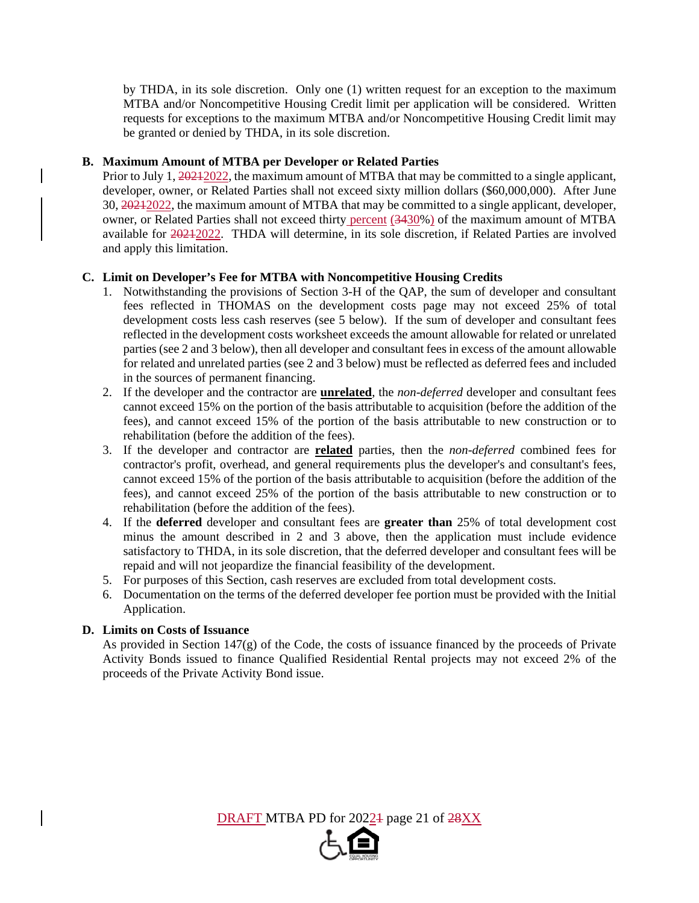by THDA, in its sole discretion. Only one (1) written request for an exception to the maximum MTBA and/or Noncompetitive Housing Credit limit per application will be considered. Written requests for exceptions to the maximum MTBA and/or Noncompetitive Housing Credit limit may be granted or denied by THDA, in its sole discretion.

**B. Maximum Amount of MTBA per Developer or Related Parties**

Prior to July 1, ~~2021~~2022, the maximum amount of MTBA that may be committed to a single applicant, developer, owner, or Related Parties shall not exceed sixty million dollars ($60,000,000). After June 30, ~~2021~~2022, the maximum amount of MTBA that may be committed to a single applicant, developer, owner, or Related Parties shall not exceed thirty percent (~~34~~30%) of the maximum amount of MTBA available for ~~2021~~2022. THDA will determine, in its sole discretion, if Related Parties are involved and apply this limitation.

**C. Limit on Developer's Fee for MTBA with Noncompetitive Housing Credits**

1. Notwithstanding the provisions of Section 3-H of the QAP, the sum of developer and consultant fees reflected in THOMAS on the development costs page may not exceed 25% of total development costs less cash reserves (see 5 below). If the sum of developer and consultant fees reflected in the development costs worksheet exceeds the amount allowable for related or unrelated parties (see 2 and 3 below), then all developer and consultant fees in excess of the amount allowable for related and unrelated parties (see 2 and 3 below) must be reflected as deferred fees and included in the sources of permanent financing.
2. If the developer and the contractor are **unrelated**, the *non-deferred* developer and consultant fees cannot exceed 15% on the portion of the basis attributable to acquisition (before the addition of the fees), and cannot exceed 15% of the portion of the basis attributable to new construction or to rehabilitation (before the addition of the fees).
3. If the developer and contractor are **related** parties, then the *non-deferred* combined fees for contractor's profit, overhead, and general requirements plus the developer's and consultant's fees, cannot exceed 15% of the portion of the basis attributable to acquisition (before the addition of the fees), and cannot exceed 25% of the portion of the basis attributable to new construction or to rehabilitation (before the addition of the fees).
4. If the **deferred** developer and consultant fees are **greater than** 25% of total development cost minus the amount described in 2 and 3 above, then the application must include evidence satisfactory to THDA, in its sole discretion, that the deferred developer and consultant fees will be repaid and will not jeopardize the financial feasibility of the development.
5. For purposes of this Section, cash reserves are excluded from total development costs.
6. Documentation on the terms of the deferred developer fee portion must be provided with the Initial Application.

**D. Limits on Costs of Issuance**

As provided in Section 147(g) of the Code, the costs of issuance financed by the proceeds of Private Activity Bonds issued to finance Qualified Residential Rental projects may not exceed 2% of the proceeds of the Private Activity Bond issue.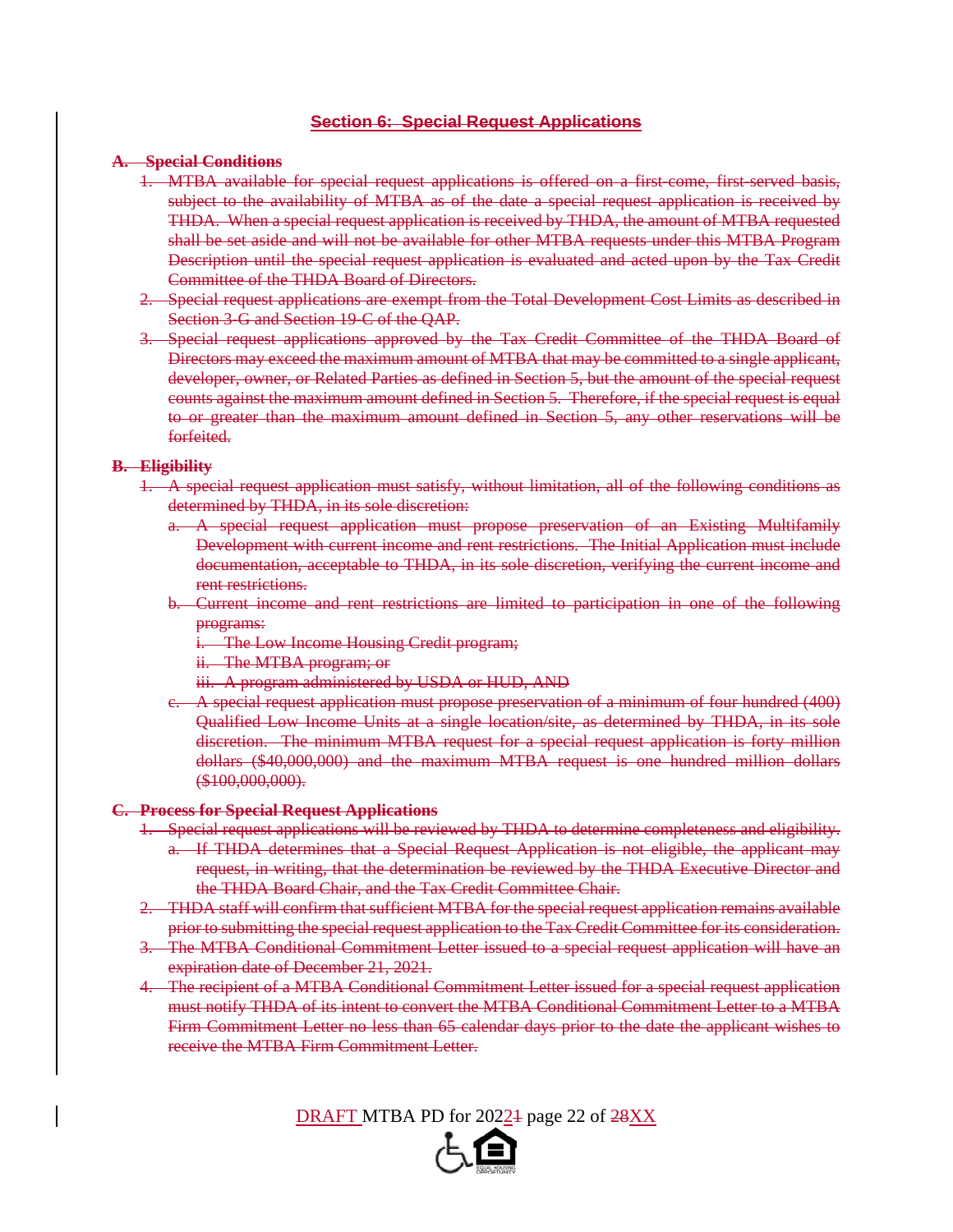## ~~Section 6: Special Request Applications~~

**~~A. Special Conditions~~**

1. ~~MTBA available for special request applications is offered on a first-come, first-served basis, subject to the availability of MTBA as of the date a special request application is received by THDA. When a special request application is received by THDA, the amount of MTBA requested shall be set aside and will not be available for other MTBA requests under this MTBA Program Description until the special request application is evaluated and acted upon by the Tax Credit Committee of the THDA Board of Directors.~~
2. ~~Special request applications are exempt from the Total Development Cost Limits as described in Section 3-G and Section 19-C of the QAP.~~
3. ~~Special request applications approved by the Tax Credit Committee of the THDA Board of Directors may exceed the maximum amount of MTBA that may be committed to a single applicant, developer, owner, or Related Parties as defined in Section 5, but the amount of the special request counts against the maximum amount defined in Section 5. Therefore, if the special request is equal to or greater than the maximum amount defined in Section 5, any other reservations will be forfeited.~~

**~~B. Eligibility~~**

1. ~~A special request application must satisfy, without limitation, all of the following conditions as determined by THDA, in its sole discretion:~~
   a. ~~A special request application must propose preservation of an Existing Multifamily Development with current income and rent restrictions. The Initial Application must include documentation, acceptable to THDA, in its sole discretion, verifying the current income and rent restrictions.~~
   b. ~~Current income and rent restrictions are limited to participation in one of the following programs:~~
      i. ~~The Low Income Housing Credit program;~~
      ii. ~~The MTBA program; or~~
      iii. ~~A program administered by USDA or HUD, AND~~
   c. ~~A special request application must propose preservation of a minimum of four hundred (400) Qualified Low Income Units at a single location/site, as determined by THDA, in its sole discretion. The minimum MTBA request for a special request application is forty million dollars ($40,000,000) and the maximum MTBA request is one hundred million dollars ($100,000,000).~~

**~~C. Process for Special Request Applications~~**

1. ~~Special request applications will be reviewed by THDA to determine completeness and eligibility.~~
   a. ~~If THDA determines that a Special Request Application is not eligible, the applicant may request, in writing, that the determination be reviewed by the THDA Executive Director and the THDA Board Chair, and the Tax Credit Committee Chair.~~
2. ~~THDA staff will confirm that sufficient MTBA for the special request application remains available prior to submitting the special request application to the Tax Credit Committee for its consideration.~~
3. ~~The MTBA Conditional Commitment Letter issued to a special request application will have an expiration date of December 21, 2021.~~
4. ~~The recipient of a MTBA Conditional Commitment Letter issued for a special request application must notify THDA of its intent to convert the MTBA Conditional Commitment Letter to a MTBA Firm Commitment Letter no less than 65 calendar days prior to the date the applicant wishes to receive the MTBA Firm Commitment Letter.~~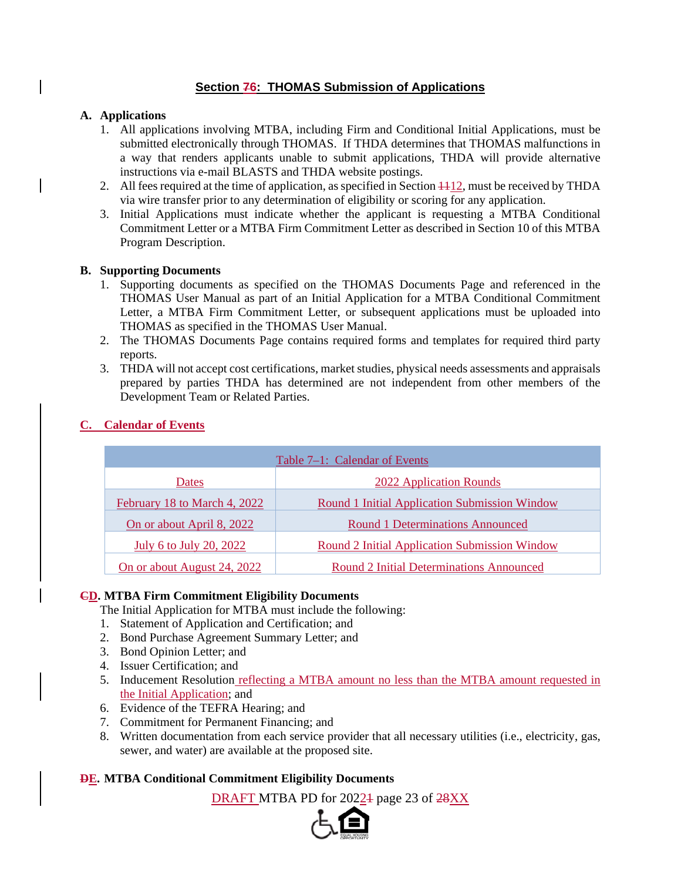## Section 76: THOMAS Submission of Applications

**A. Applications**

1. All applications involving MTBA, including Firm and Conditional Initial Applications, must be submitted electronically through THOMAS. If THDA determines that THOMAS malfunctions in a way that renders applicants unable to submit applications, THDA will provide alternative instructions via e-mail BLASTS and THDA website postings.
2. All fees required at the time of application, as specified in Section 1112, must be received by THDA via wire transfer prior to any determination of eligibility or scoring for any application.
3. Initial Applications must indicate whether the applicant is requesting a MTBA Conditional Commitment Letter or a MTBA Firm Commitment Letter as described in Section 10 of this MTBA Program Description.

**B. Supporting Documents**

1. Supporting documents as specified on the THOMAS Documents Page and referenced in the THOMAS User Manual as part of an Initial Application for a MTBA Conditional Commitment Letter, a MTBA Firm Commitment Letter, or subsequent applications must be uploaded into THOMAS as specified in the THOMAS User Manual.
2. The THOMAS Documents Page contains required forms and templates for required third party reports.
3. THDA will not accept cost certifications, market studies, physical needs assessments and appraisals prepared by parties THDA has determined are not independent from other members of the Development Team or Related Parties.

**C. Calendar of Events**

| Table 7–1: Calendar of Events | |
|---|---|
| Dates | 2022 Application Rounds |
| February 18 to March 4, 2022 | Round 1 Initial Application Submission Window |
| On or about April 8, 2022 | Round 1 Determinations Announced |
| July 6 to July 20, 2022 | Round 2 Initial Application Submission Window |
| On or about August 24, 2022 | Round 2 Initial Determinations Announced |

**CD. MTBA Firm Commitment Eligibility Documents**

The Initial Application for MTBA must include the following:

1. Statement of Application and Certification; and
2. Bond Purchase Agreement Summary Letter; and
3. Bond Opinion Letter; and
4. Issuer Certification; and
5. Inducement Resolution reflecting a MTBA amount no less than the MTBA amount requested in the Initial Application; and
6. Evidence of the TEFRA Hearing; and
7. Commitment for Permanent Financing; and
8. Written documentation from each service provider that all necessary utilities (i.e., electricity, gas, sewer, and water) are available at the proposed site.

**DE. MTBA Conditional Commitment Eligibility Documents**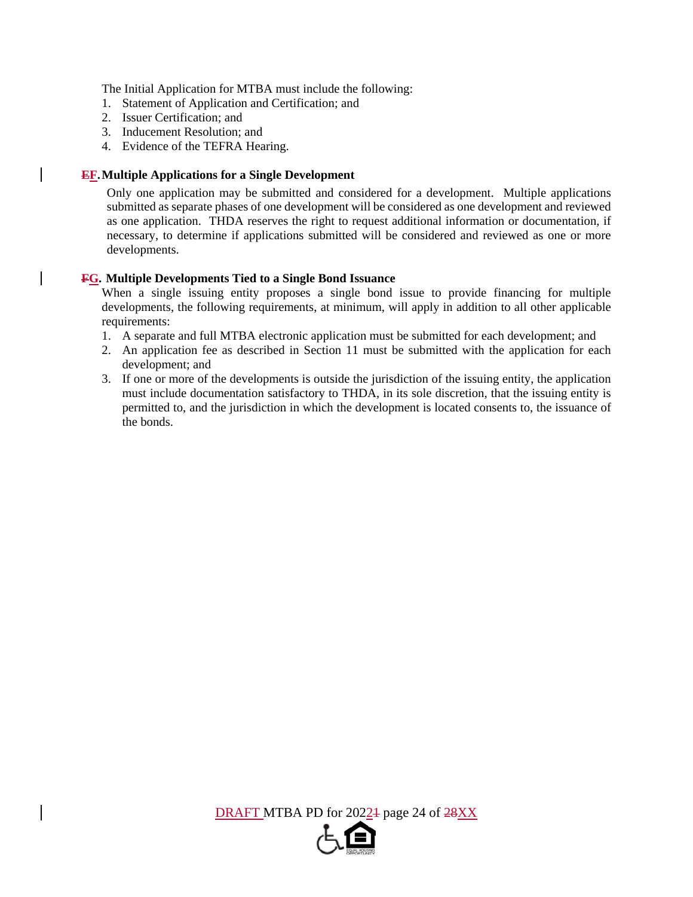The Initial Application for MTBA must include the following:

1. Statement of Application and Certification; and
2. Issuer Certification; and
3. Inducement Resolution; and
4. Evidence of the TEFRA Hearing.

**~~E~~F. Multiple Applications for a Single Development**

Only one application may be submitted and considered for a development. Multiple applications submitted as separate phases of one development will be considered as one development and reviewed as one application. THDA reserves the right to request additional information or documentation, if necessary, to determine if applications submitted will be considered and reviewed as one or more developments.

**~~F~~G. Multiple Developments Tied to a Single Bond Issuance**

When a single issuing entity proposes a single bond issue to provide financing for multiple developments, the following requirements, at minimum, will apply in addition to all other applicable requirements:

1. A separate and full MTBA electronic application must be submitted for each development; and
2. An application fee as described in Section 11 must be submitted with the application for each development; and
3. If one or more of the developments is outside the jurisdiction of the issuing entity, the application must include documentation satisfactory to THDA, in its sole discretion, that the issuing entity is permitted to, and the jurisdiction in which the development is located consents to, the issuance of the bonds.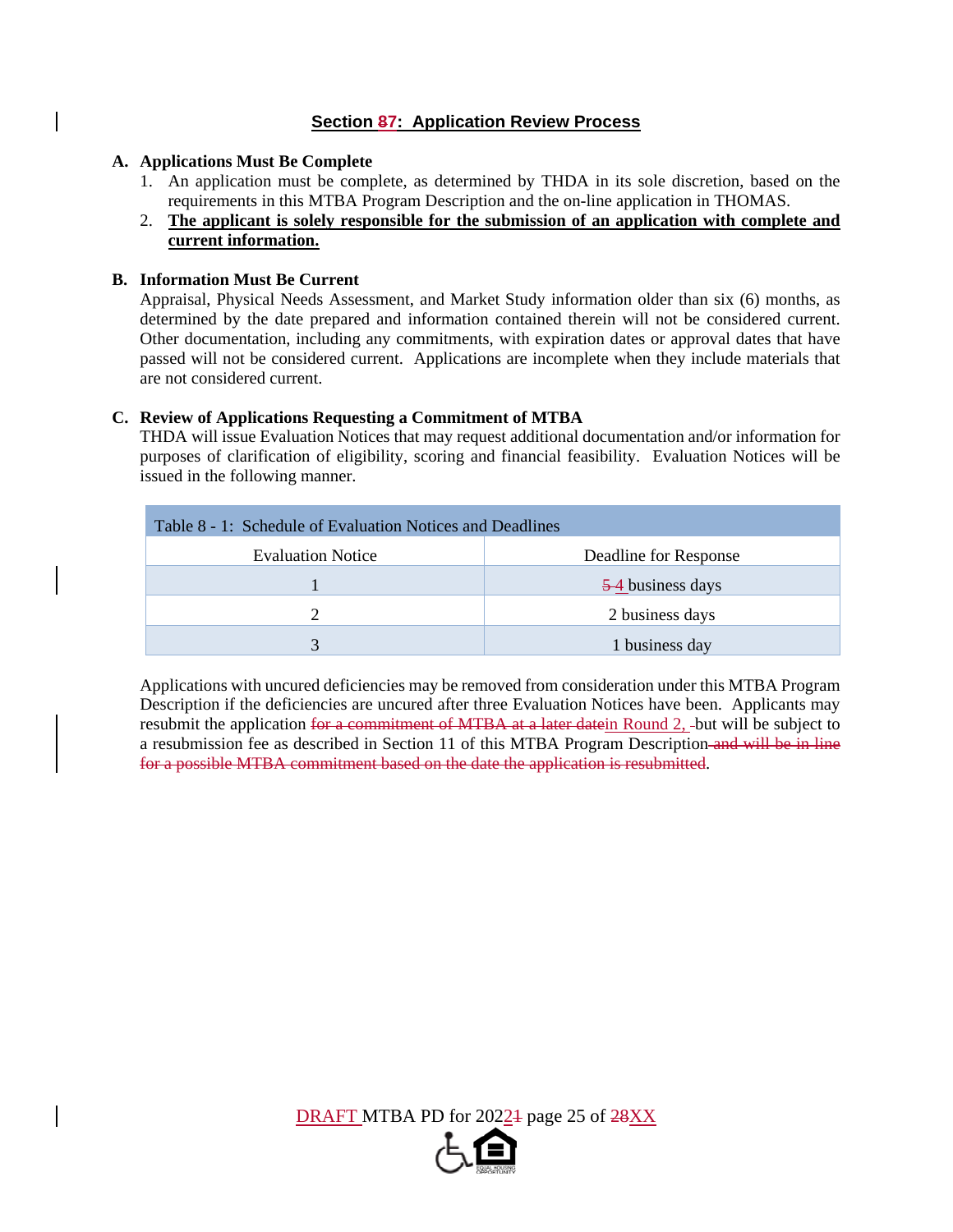## Section 87: Application Review Process

**A. Applications Must Be Complete**

1. An application must be complete, as determined by THDA in its sole discretion, based on the requirements in this MTBA Program Description and the on-line application in THOMAS.
2. **The applicant is solely responsible for the submission of an application with complete and current information.**

**B. Information Must Be Current**

Appraisal, Physical Needs Assessment, and Market Study information older than six (6) months, as determined by the date prepared and information contained therein will not be considered current. Other documentation, including any commitments, with expiration dates or approval dates that have passed will not be considered current. Applications are incomplete when they include materials that are not considered current.

**C. Review of Applications Requesting a Commitment of MTBA**

THDA will issue Evaluation Notices that may request additional documentation and/or information for purposes of clarification of eligibility, scoring and financial feasibility. Evaluation Notices will be issued in the following manner.

Table 8 - 1: Schedule of Evaluation Notices and Deadlines

| Evaluation Notice | Deadline for Response |
|---|---|
| 1 | 5 4 business days |
| 2 | 2 business days |
| 3 | 1 business day |

Applications with uncured deficiencies may be removed from consideration under this MTBA Program Description if the deficiencies are uncured after three Evaluation Notices have been. Applicants may resubmit the application for a commitment of MTBA at a later datein Round 2, but will be subject to a resubmission fee as described in Section 11 of this MTBA Program Description and will be in line for a possible MTBA commitment based on the date the application is resubmitted.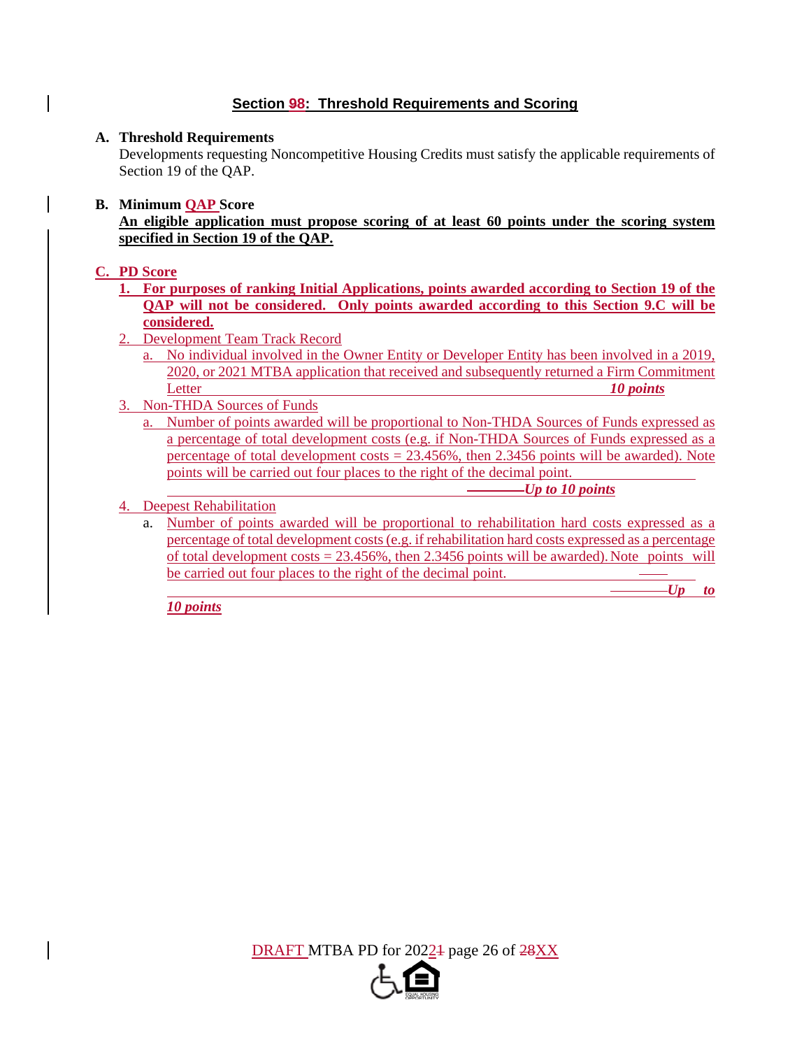## Section 98: Threshold Requirements and Scoring

**A. Threshold Requirements**

Developments requesting Noncompetitive Housing Credits must satisfy the applicable requirements of Section 19 of the QAP.

**B. Minimum QAP Score**

**An eligible application must propose scoring of at least 60 points under the scoring system specified in Section 19 of the QAP.**

**C. PD Score**

1. **For purposes of ranking Initial Applications, points awarded according to Section 19 of the QAP will not be considered. Only points awarded according to this Section 9.C will be considered.**
2. Development Team Track Record
   a. No individual involved in the Owner Entity or Developer Entity has been involved in a 2019, 2020, or 2021 MTBA application that received and subsequently returned a Firm Commitment Letter ***10 points***
3. Non-THDA Sources of Funds
   a. Number of points awarded will be proportional to Non-THDA Sources of Funds expressed as a percentage of total development costs (e.g. if Non-THDA Sources of Funds expressed as a percentage of total development costs = 23.456%, then 2.3456 points will be awarded). Note points will be carried out four places to the right of the decimal point. ***Up to 10 points***
4. Deepest Rehabilitation
   a. Number of points awarded will be proportional to rehabilitation hard costs expressed as a percentage of total development costs (e.g. if rehabilitation hard costs expressed as a percentage of total development costs = 23.456%, then 2.3456 points will be awarded). Note points will be carried out four places to the right of the decimal point. ***Up to 10 points***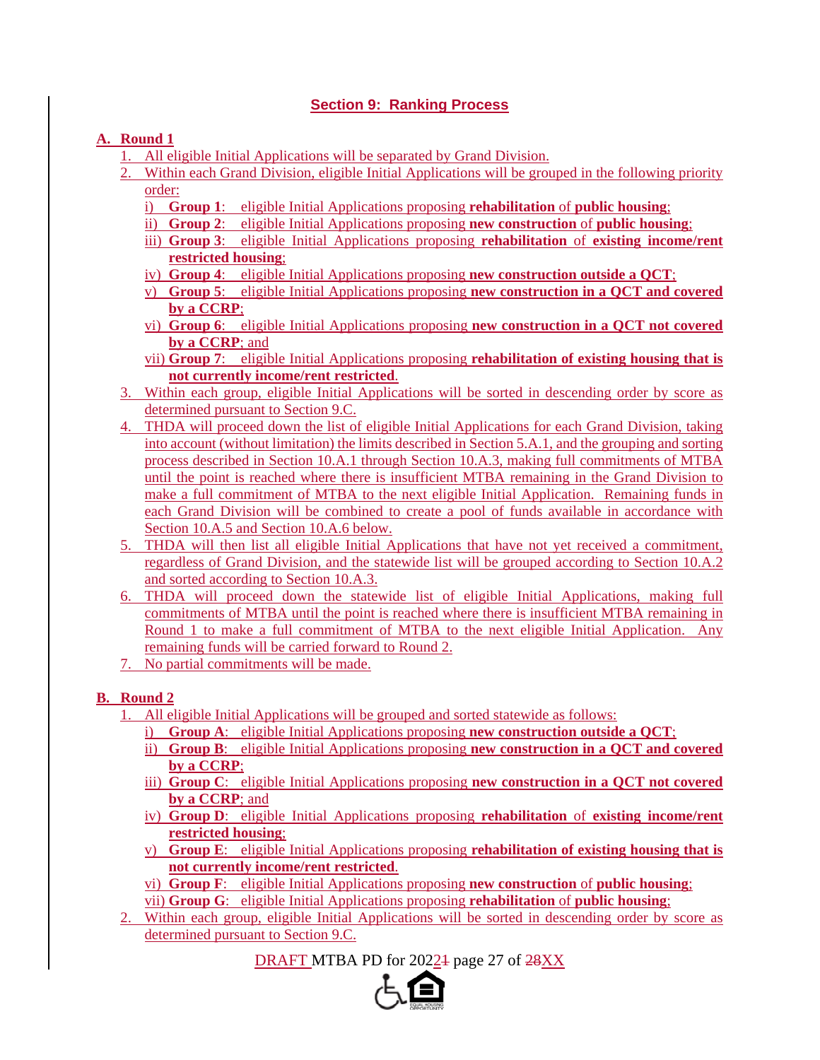## Section 9: Ranking Process

**A. Round 1**

1. All eligible Initial Applications will be separated by Grand Division.
2. Within each Grand Division, eligible Initial Applications will be grouped in the following priority order:
   i) **Group 1**: eligible Initial Applications proposing **rehabilitation** of **public housing**;
   ii) **Group 2**: eligible Initial Applications proposing **new construction** of **public housing**;
   iii) **Group 3**: eligible Initial Applications proposing **rehabilitation** of **existing income/rent restricted housing**;
   iv) **Group 4**: eligible Initial Applications proposing **new construction outside a QCT**;
   v) **Group 5**: eligible Initial Applications proposing **new construction in a QCT and covered by a CCRP**;
   vi) **Group 6**: eligible Initial Applications proposing **new construction in a QCT not covered by a CCRP**; and
   vii) **Group 7**: eligible Initial Applications proposing **rehabilitation of existing housing that is not currently income/rent restricted**.
3. Within each group, eligible Initial Applications will be sorted in descending order by score as determined pursuant to Section 9.C.
4. THDA will proceed down the list of eligible Initial Applications for each Grand Division, taking into account (without limitation) the limits described in Section 5.A.1, and the grouping and sorting process described in Section 10.A.1 through Section 10.A.3, making full commitments of MTBA until the point is reached where there is insufficient MTBA remaining in the Grand Division to make a full commitment of MTBA to the next eligible Initial Application. Remaining funds in each Grand Division will be combined to create a pool of funds available in accordance with Section 10.A.5 and Section 10.A.6 below.
5. THDA will then list all eligible Initial Applications that have not yet received a commitment, regardless of Grand Division, and the statewide list will be grouped according to Section 10.A.2 and sorted according to Section 10.A.3.
6. THDA will proceed down the statewide list of eligible Initial Applications, making full commitments of MTBA until the point is reached where there is insufficient MTBA remaining in Round 1 to make a full commitment of MTBA to the next eligible Initial Application. Any remaining funds will be carried forward to Round 2.
7. No partial commitments will be made.

**B. Round 2**

1. All eligible Initial Applications will be grouped and sorted statewide as follows:
   i) **Group A**: eligible Initial Applications proposing **new construction outside a QCT**;
   ii) **Group B**: eligible Initial Applications proposing **new construction in a QCT and covered by a CCRP**;
   iii) **Group C**: eligible Initial Applications proposing **new construction in a QCT not covered by a CCRP**; and
   iv) **Group D**: eligible Initial Applications proposing **rehabilitation** of **existing income/rent restricted housing**;
   v) **Group E**: eligible Initial Applications proposing **rehabilitation of existing housing that is not currently income/rent restricted**.
   vi) **Group F**: eligible Initial Applications proposing **new construction** of **public housing**;
   vii) **Group G**: eligible Initial Applications proposing **rehabilitation** of **public housing**;
2. Within each group, eligible Initial Applications will be sorted in descending order by score as determined pursuant to Section 9.C.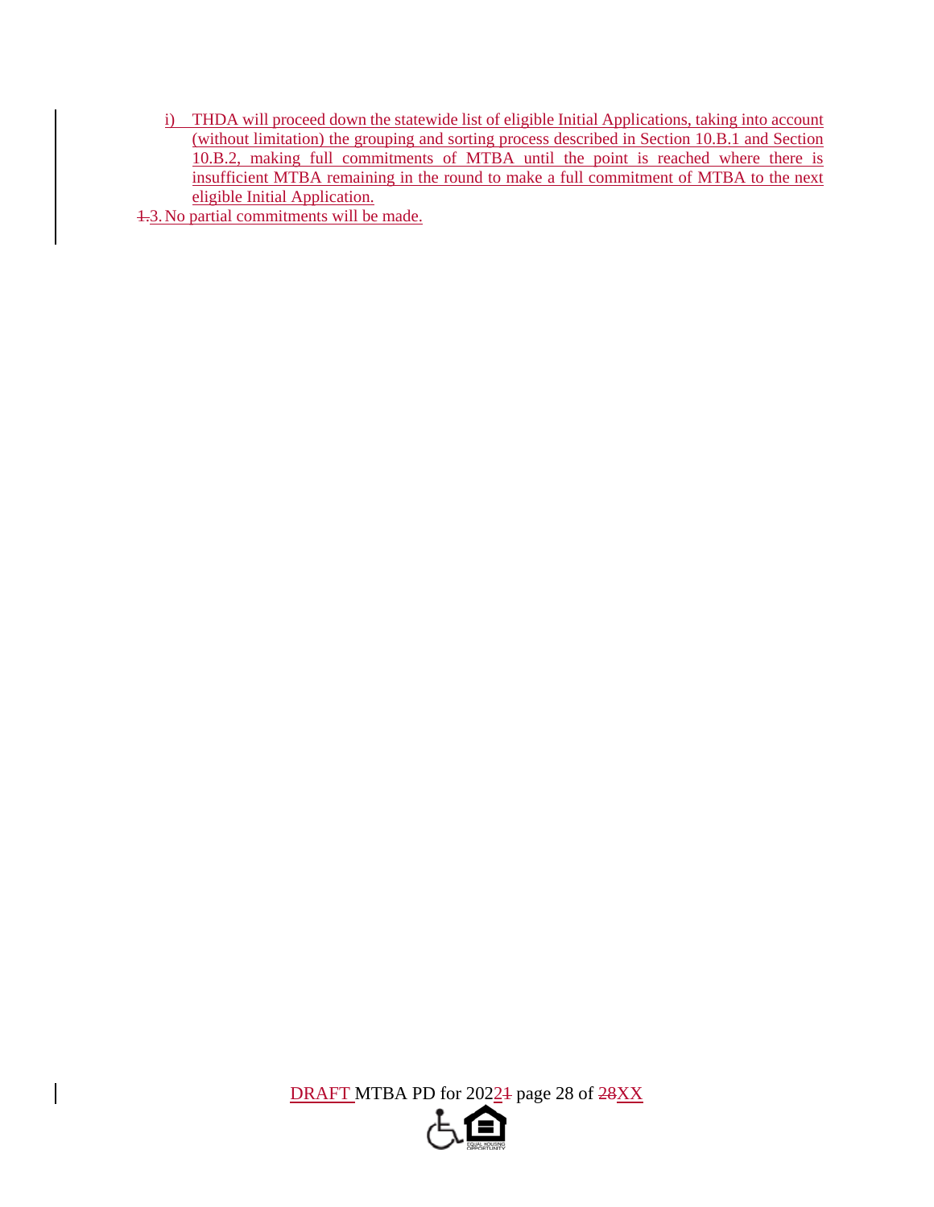i) THDA will proceed down the statewide list of eligible Initial Applications, taking into account (without limitation) the grouping and sorting process described in Section 10.B.1 and Section 10.B.2, making full commitments of MTBA until the point is reached where there is insufficient MTBA remaining in the round to make a full commitment of MTBA to the next eligible Initial Application.

~~1.~~3. No partial commitments will be made.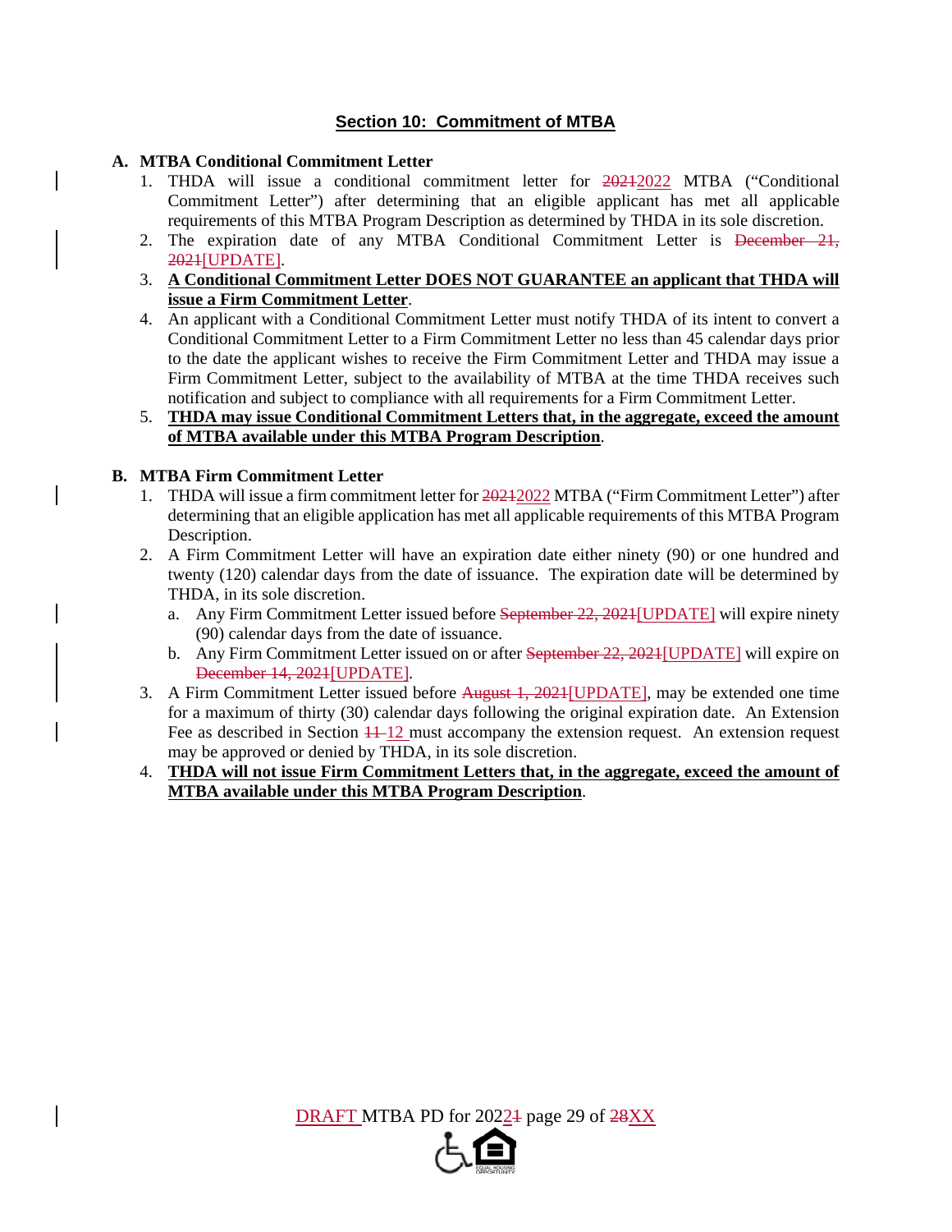## Section 10: Commitment of MTBA

### A. MTBA Conditional Commitment Letter

1. THDA will issue a conditional commitment letter for ~~2021~~2022 MTBA ("Conditional Commitment Letter") after determining that an eligible applicant has met all applicable requirements of this MTBA Program Description as determined by THDA in its sole discretion.
2. The expiration date of any MTBA Conditional Commitment Letter is ~~December 21, 2021~~[UPDATE].
3. **A Conditional Commitment Letter DOES NOT GUARANTEE an applicant that THDA will issue a Firm Commitment Letter**.
4. An applicant with a Conditional Commitment Letter must notify THDA of its intent to convert a Conditional Commitment Letter to a Firm Commitment Letter no less than 45 calendar days prior to the date the applicant wishes to receive the Firm Commitment Letter and THDA may issue a Firm Commitment Letter, subject to the availability of MTBA at the time THDA receives such notification and subject to compliance with all requirements for a Firm Commitment Letter.
5. **THDA may issue Conditional Commitment Letters that, in the aggregate, exceed the amount of MTBA available under this MTBA Program Description**.

### B. MTBA Firm Commitment Letter

1. THDA will issue a firm commitment letter for ~~2021~~2022 MTBA ("Firm Commitment Letter") after determining that an eligible application has met all applicable requirements of this MTBA Program Description.
2. A Firm Commitment Letter will have an expiration date either ninety (90) or one hundred and twenty (120) calendar days from the date of issuance. The expiration date will be determined by THDA, in its sole discretion.
   a. Any Firm Commitment Letter issued before ~~September 22, 2021~~[UPDATE] will expire ninety (90) calendar days from the date of issuance.
   b. Any Firm Commitment Letter issued on or after ~~September 22, 2021~~[UPDATE] will expire on ~~December 14, 2021~~[UPDATE].
3. A Firm Commitment Letter issued before ~~August 1, 2021~~[UPDATE], may be extended one time for a maximum of thirty (30) calendar days following the original expiration date. An Extension Fee as described in Section ~~11~~ 12 must accompany the extension request. An extension request may be approved or denied by THDA, in its sole discretion.
4. **THDA will not issue Firm Commitment Letters that, in the aggregate, exceed the amount of MTBA available under this MTBA Program Description**.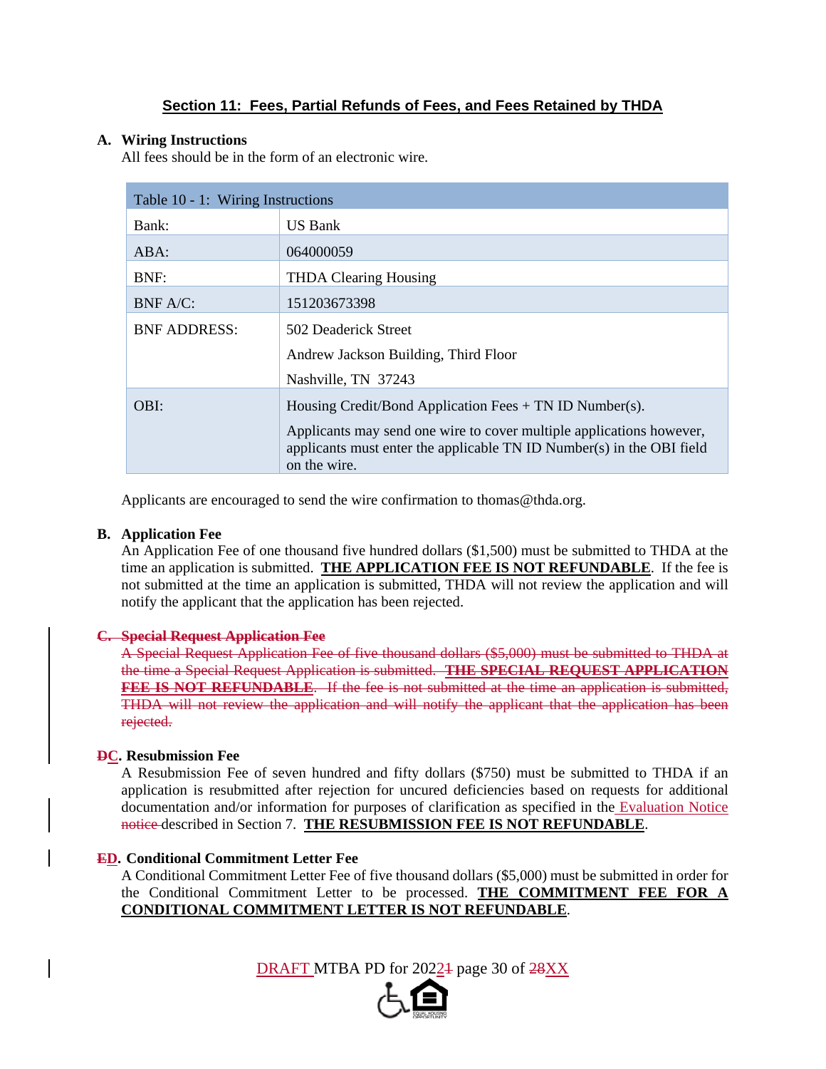## Section 11: Fees, Partial Refunds of Fees, and Fees Retained by THDA

**A. Wiring Instructions**

All fees should be in the form of an electronic wire.

| Table 10 - 1: Wiring Instructions | |
|---|---|
| Bank: | US Bank |
| ABA: | 064000059 |
| BNF: | THDA Clearing Housing |
| BNF A/C: | 151203673398 |
| BNF ADDRESS: | 502 Deaderick Street<br>Andrew Jackson Building, Third Floor<br>Nashville, TN 37243 |
| OBI: | Housing Credit/Bond Application Fees + TN ID Number(s).<br>Applicants may send one wire to cover multiple applications however, applicants must enter the applicable TN ID Number(s) in the OBI field on the wire. |

Applicants are encouraged to send the wire confirmation to thomas@thda.org.

**B. Application Fee**

An Application Fee of one thousand five hundred dollars ($1,500) must be submitted to THDA at the time an application is submitted. **THE APPLICATION FEE IS NOT REFUNDABLE**. If the fee is not submitted at the time an application is submitted, THDA will not review the application and will notify the applicant that the application has been rejected.

~~**C. Special Request Application Fee**~~

~~A Special Request Application Fee of five thousand dollars ($5,000) must be submitted to THDA at the time a Special Request Application is submitted. **THE SPECIAL REQUEST APPLICATION FEE IS NOT REFUNDABLE**. If the fee is not submitted at the time an application is submitted, THDA will not review the application and will notify the applicant that the application has been rejected.~~

**~~D~~C. Resubmission Fee**

A Resubmission Fee of seven hundred and fifty dollars ($750) must be submitted to THDA if an application is resubmitted after rejection for uncured deficiencies based on requests for additional documentation and/or information for purposes of clarification as specified in the Evaluation Notice ~~notice~~ described in Section 7. **THE RESUBMISSION FEE IS NOT REFUNDABLE**.

**~~E~~D. Conditional Commitment Letter Fee**

A Conditional Commitment Letter Fee of five thousand dollars ($5,000) must be submitted in order for the Conditional Commitment Letter to be processed. **THE COMMITMENT FEE FOR A CONDITIONAL COMMITMENT LETTER IS NOT REFUNDABLE**.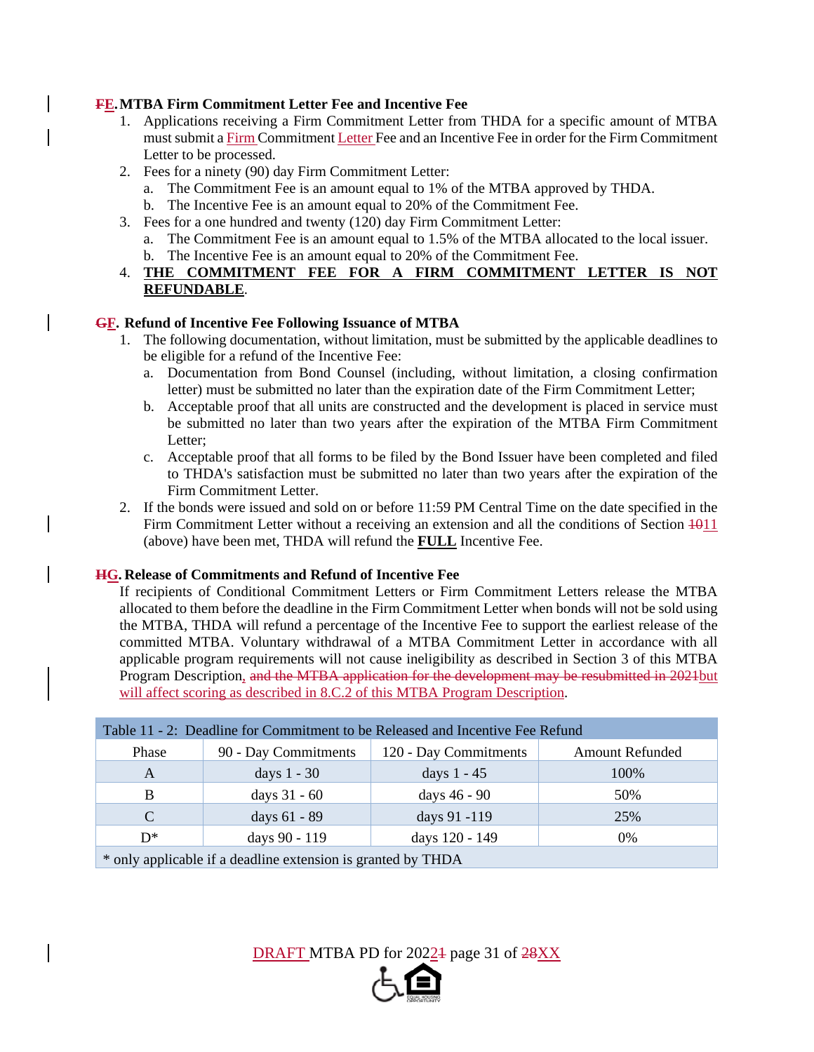**~~F~~E. MTBA Firm Commitment Letter Fee and Incentive Fee**

1. Applications receiving a Firm Commitment Letter from THDA for a specific amount of MTBA must submit a Firm Commitment Letter Fee and an Incentive Fee in order for the Firm Commitment Letter to be processed.
2. Fees for a ninety (90) day Firm Commitment Letter:
   a. The Commitment Fee is an amount equal to 1% of the MTBA approved by THDA.
   b. The Incentive Fee is an amount equal to 20% of the Commitment Fee.
3. Fees for a one hundred and twenty (120) day Firm Commitment Letter:
   a. The Commitment Fee is an amount equal to 1.5% of the MTBA allocated to the local issuer.
   b. The Incentive Fee is an amount equal to 20% of the Commitment Fee.
4. **THE COMMITMENT FEE FOR A FIRM COMMITMENT LETTER IS NOT REFUNDABLE**.

**~~G~~F. Refund of Incentive Fee Following Issuance of MTBA**

1. The following documentation, without limitation, must be submitted by the applicable deadlines to be eligible for a refund of the Incentive Fee:
   a. Documentation from Bond Counsel (including, without limitation, a closing confirmation letter) must be submitted no later than the expiration date of the Firm Commitment Letter;
   b. Acceptable proof that all units are constructed and the development is placed in service must be submitted no later than two years after the expiration of the MTBA Firm Commitment Letter;
   c. Acceptable proof that all forms to be filed by the Bond Issuer have been completed and filed to THDA's satisfaction must be submitted no later than two years after the expiration of the Firm Commitment Letter.
2. If the bonds were issued and sold on or before 11:59 PM Central Time on the date specified in the Firm Commitment Letter without a receiving an extension and all the conditions of Section ~~10~~11 (above) have been met, THDA will refund the **FULL** Incentive Fee.

**~~H~~G. Release of Commitments and Refund of Incentive Fee**

If recipients of Conditional Commitment Letters or Firm Commitment Letters release the MTBA allocated to them before the deadline in the Firm Commitment Letter when bonds will not be sold using the MTBA, THDA will refund a percentage of the Incentive Fee to support the earliest release of the committed MTBA. Voluntary withdrawal of a MTBA Commitment Letter in accordance with all applicable program requirements will not cause ineligibility as described in Section 3 of this MTBA Program Description, ~~and the MTBA application for the development may be resubmitted in 2021~~but will affect scoring as described in 8.C.2 of this MTBA Program Description.

| Table 11 - 2: Deadline for Commitment to be Released and Incentive Fee Refund | | | |
|---|---|---|---|
| Phase | 90 - Day Commitments | 120 - Day Commitments | Amount Refunded |
| A | days 1 - 30 | days 1 - 45 | 100% |
| B | days 31 - 60 | days 46 - 90 | 50% |
| C | days 61 - 89 | days 91 -119 | 25% |
| D* | days 90 - 119 | days 120 - 149 | 0% |
| * only applicable if a deadline extension is granted by THDA | | | |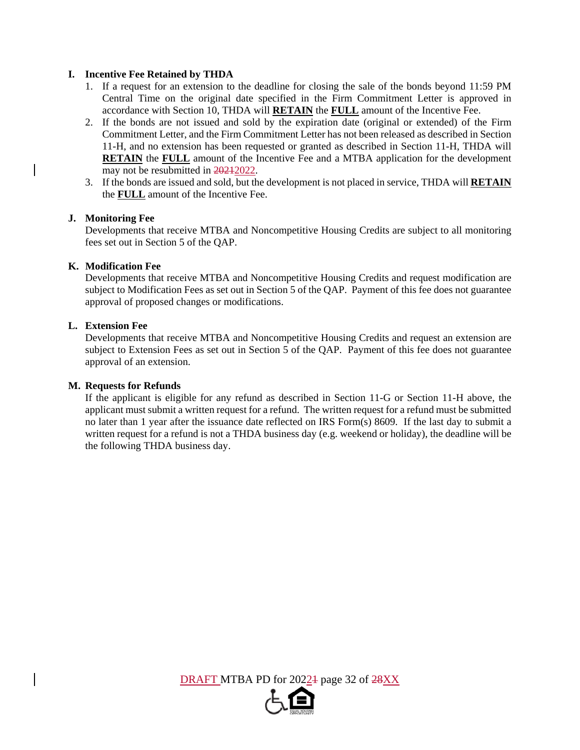**I. Incentive Fee Retained by THDA**

1. If a request for an extension to the deadline for closing the sale of the bonds beyond 11:59 PM Central Time on the original date specified in the Firm Commitment Letter is approved in accordance with Section 10, THDA will **RETAIN** the **FULL** amount of the Incentive Fee.
2. If the bonds are not issued and sold by the expiration date (original or extended) of the Firm Commitment Letter, and the Firm Commitment Letter has not been released as described in Section 11-H, and no extension has been requested or granted as described in Section 11-H, THDA will **RETAIN** the **FULL** amount of the Incentive Fee and a MTBA application for the development may not be resubmitted in ~~2021~~2022.
3. If the bonds are issued and sold, but the development is not placed in service, THDA will **RETAIN** the **FULL** amount of the Incentive Fee.

**J. Monitoring Fee**

Developments that receive MTBA and Noncompetitive Housing Credits are subject to all monitoring fees set out in Section 5 of the QAP.

**K. Modification Fee**

Developments that receive MTBA and Noncompetitive Housing Credits and request modification are subject to Modification Fees as set out in Section 5 of the QAP. Payment of this fee does not guarantee approval of proposed changes or modifications.

**L. Extension Fee**

Developments that receive MTBA and Noncompetitive Housing Credits and request an extension are subject to Extension Fees as set out in Section 5 of the QAP. Payment of this fee does not guarantee approval of an extension.

**M. Requests for Refunds**

If the applicant is eligible for any refund as described in Section 11-G or Section 11-H above, the applicant must submit a written request for a refund. The written request for a refund must be submitted no later than 1 year after the issuance date reflected on IRS Form(s) 8609. If the last day to submit a written request for a refund is not a THDA business day (e.g. weekend or holiday), the deadline will be the following THDA business day.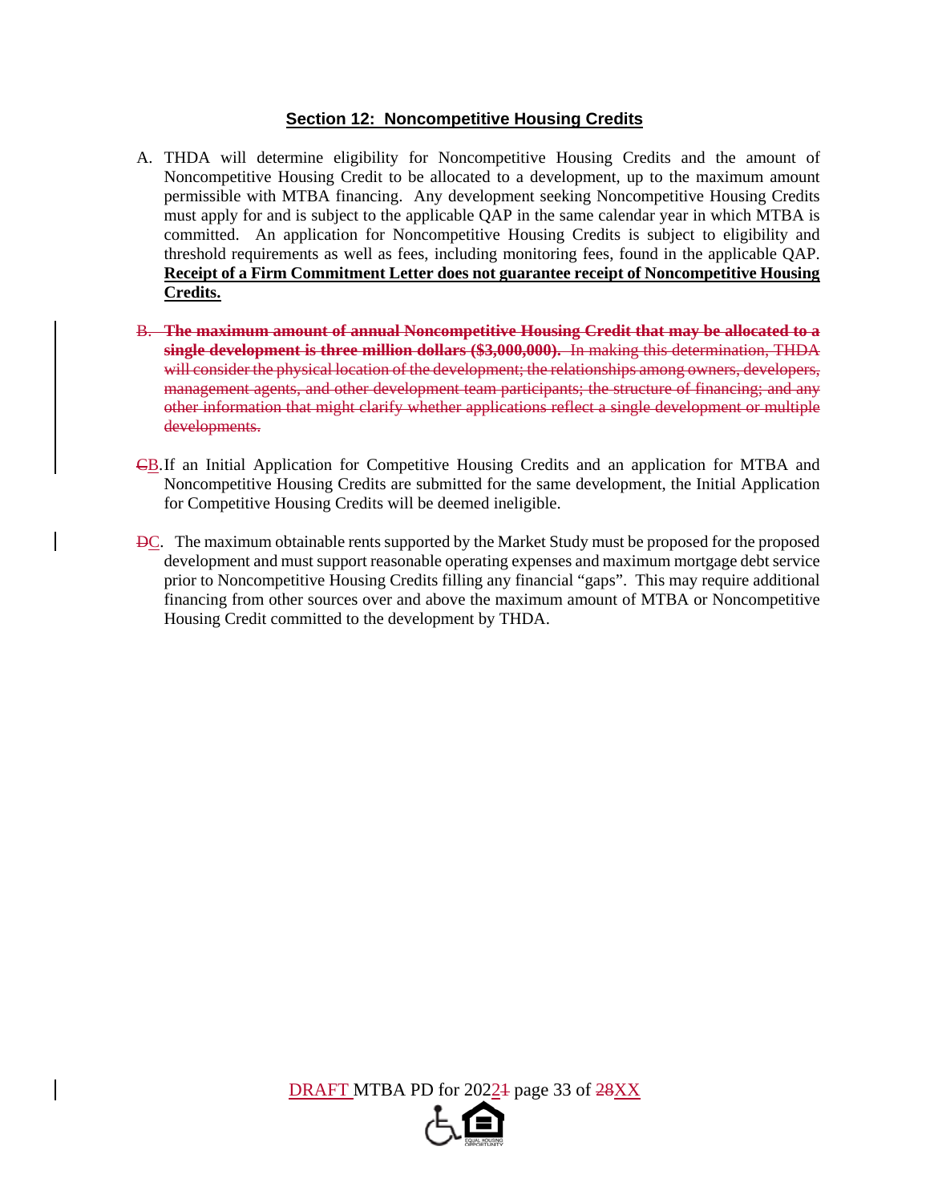## Section 12: Noncompetitive Housing Credits

A. THDA will determine eligibility for Noncompetitive Housing Credits and the amount of Noncompetitive Housing Credit to be allocated to a development, up to the maximum amount permissible with MTBA financing. Any development seeking Noncompetitive Housing Credits must apply for and is subject to the applicable QAP in the same calendar year in which MTBA is committed. An application for Noncompetitive Housing Credits is subject to eligibility and threshold requirements as well as fees, including monitoring fees, found in the applicable QAP. **Receipt of a Firm Commitment Letter does not guarantee receipt of Noncompetitive Housing Credits.**

~~B. **The maximum amount of annual Noncompetitive Housing Credit that may be allocated to a single development is three million dollars ($3,000,000).** In making this determination, THDA will consider the physical location of the development; the relationships among owners, developers, management agents, and other development team participants; the structure of financing; and any other information that might clarify whether applications reflect a single development or multiple developments.~~

~~C~~B. If an Initial Application for Competitive Housing Credits and an application for MTBA and Noncompetitive Housing Credits are submitted for the same development, the Initial Application for Competitive Housing Credits will be deemed ineligible.

~~D~~C. The maximum obtainable rents supported by the Market Study must be proposed for the proposed development and must support reasonable operating expenses and maximum mortgage debt service prior to Noncompetitive Housing Credits filling any financial "gaps". This may require additional financing from other sources over and above the maximum amount of MTBA or Noncompetitive Housing Credit committed to the development by THDA.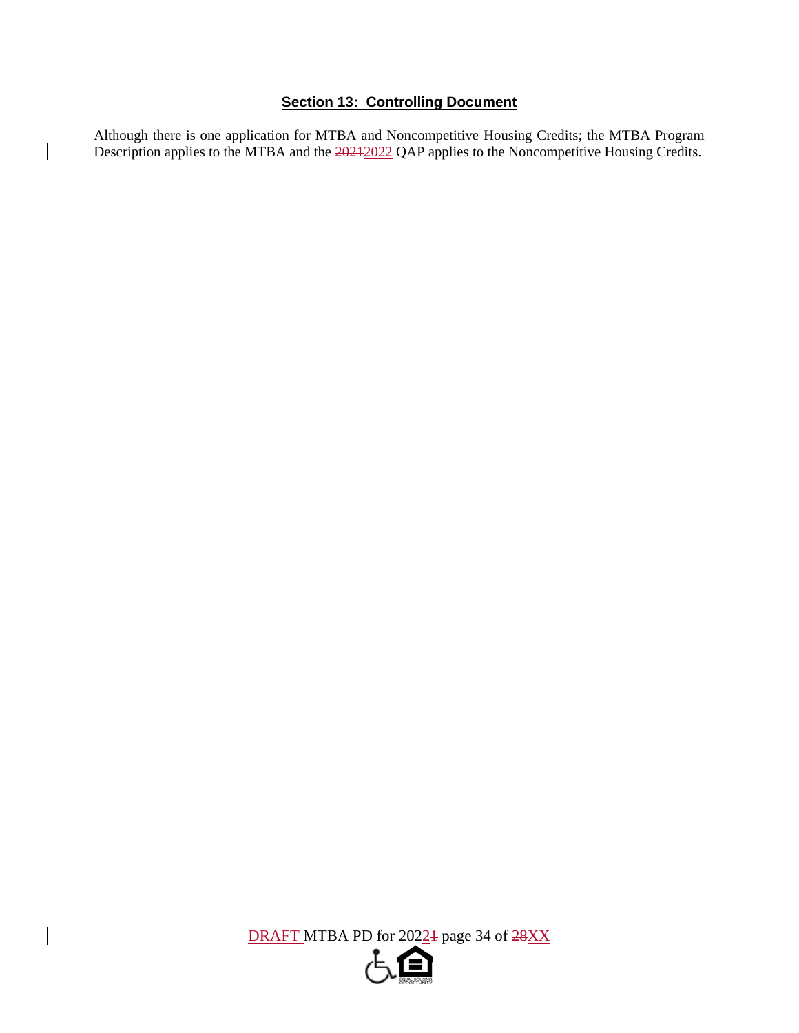## Section 13: Controlling Document

Although there is one application for MTBA and Noncompetitive Housing Credits; the MTBA Program Description applies to the MTBA and the 2022 QAP applies to the Noncompetitive Housing Credits.